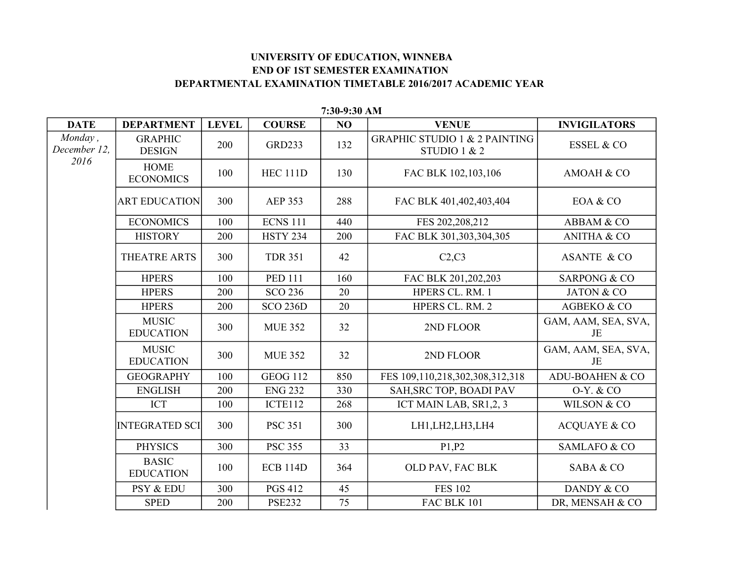# UNIVERSITY OF EDUCATION, WINNEBA

## END OF 1ST SEMESTER EXAMINATION

## DEPARTMENTAL EXAMINATION TIMETABLE 2016/2017 ACADEMIC YEAR

**7:30-9:30 AM**

| DATE | DEPARTMENT | LEVEL | COURSE | NO | VENUE | INVIGILATORS |
|---|---|---|---|---|---|---|
| *Monday , December 12, 2016* | GRAPHIC DESIGN | 200 | GRD233 | 132 | GRAPHIC STUDIO 1 & 2 PAINTING STUDIO 1 & 2 | ESSEL & CO |
| | HOME ECONOMICS | 100 | HEC 111D | 130 | FAC BLK 102,103,106 | AMOAH & CO |
| | ART EDUCATION | 300 | AEP 353 | 288 | FAC BLK 401,402,403,404 | EOA & CO |
| | ECONOMICS | 100 | ECNS 111 | 440 | FES 202,208,212 | ABBAM & CO |
| | HISTORY | 200 | HSTY 234 | 200 | FAC BLK 301,303,304,305 | ANITHA & CO |
| | THEATRE ARTS | 300 | TDR 351 | 42 | C2,C3 | ASANTE & CO |
| | HPERS | 100 | PED 111 | 160 | FAC BLK 201,202,203 | SARPONG & CO |
| | HPERS | 200 | SCO 236 | 20 | HPERS CL. RM. 1 | JATON & CO |
| | HPERS | 200 | SCO 236D | 20 | HPERS CL. RM. 2 | AGBEKO & CO |
| | MUSIC EDUCATION | 300 | MUE 352 | 32 | 2ND FLOOR | GAM, AAM, SEA, SVA, JE |
| | MUSIC EDUCATION | 300 | MUE 352 | 32 | 2ND FLOOR | GAM, AAM, SEA, SVA, JE |
| | GEOGRAPHY | 100 | GEOG 112 | 850 | FES 109,110,218,302,308,312,318 | ADU-BOAHEN & CO |
| | ENGLISH | 200 | ENG 232 | 330 | SAH,SRC TOP, BOADI PAV | O-Y. & CO |
| | ICT | 100 | ICTE112 | 268 | ICT MAIN LAB, SR1,2, 3 | WILSON & CO |
| | INTEGRATED SCI | 300 | PSC 351 | 300 | LH1,LH2,LH3,LH4 | ACQUAYE & CO |
| | PHYSICS | 300 | PSC 355 | 33 | P1,P2 | SAMLAFO & CO |
| | BASIC EDUCATION | 100 | ECB 114D | 364 | OLD PAV, FAC BLK | SABA & CO |
| | PSY & EDU | 300 | PGS 412 | 45 | FES 102 | DANDY & CO |
| | SPED | 200 | PSE232 | 75 | FAC BLK 101 | DR, MENSAH & CO |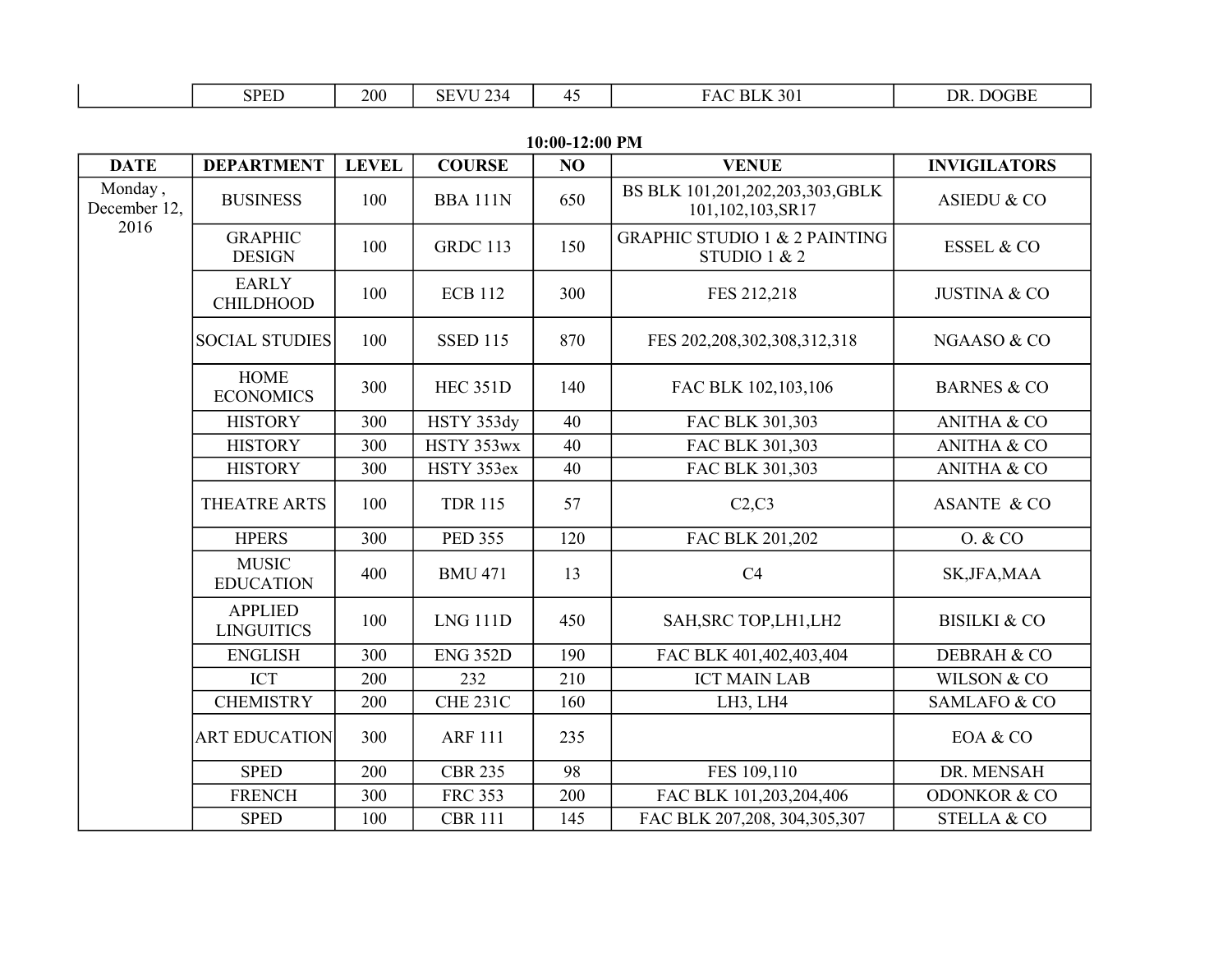| | SPED | 200 | SEVU 234 | 45 | FAC BLK 301 | DR. DOGBE |
|---|---|---|---|---|---|---|

**10:00-12:00 PM**

| DATE | DEPARTMENT | LEVEL | COURSE | NO | VENUE | INVIGILATORS |
|---|---|---|---|---|---|---|
| Monday , December 12, 2016 | BUSINESS | 100 | BBA 111N | 650 | BS BLK 101,201,202,203,303,GBLK 101,102,103,SR17 | ASIEDU & CO |
| | GRAPHIC DESIGN | 100 | GRDC 113 | 150 | GRAPHIC STUDIO 1 & 2 PAINTING STUDIO 1 & 2 | ESSEL & CO |
| | EARLY CHILDHOOD | 100 | ECB 112 | 300 | FES 212,218 | JUSTINA & CO |
| | SOCIAL STUDIES | 100 | SSED 115 | 870 | FES 202,208,302,308,312,318 | NGAASO & CO |
| | HOME ECONOMICS | 300 | HEC 351D | 140 | FAC BLK 102,103,106 | BARNES & CO |
| | HISTORY | 300 | HSTY 353dy | 40 | FAC BLK 301,303 | ANITHA & CO |
| | HISTORY | 300 | HSTY 353wx | 40 | FAC BLK 301,303 | ANITHA & CO |
| | HISTORY | 300 | HSTY 353ex | 40 | FAC BLK 301,303 | ANITHA & CO |
| | THEATRE ARTS | 100 | TDR 115 | 57 | C2,C3 | ASANTE & CO |
| | HPERS | 300 | PED 355 | 120 | FAC BLK 201,202 | O. & CO |
| | MUSIC EDUCATION | 400 | BMU 471 | 13 | C4 | SK,JFA,MAA |
| | APPLIED LINGUITICS | 100 | LNG 111D | 450 | SAH,SRC TOP,LH1,LH2 | BISILKI & CO |
| | ENGLISH | 300 | ENG 352D | 190 | FAC BLK 401,402,403,404 | DEBRAH & CO |
| | ICT | 200 | 232 | 210 | ICT MAIN LAB | WILSON & CO |
| | CHEMISTRY | 200 | CHE 231C | 160 | LH3, LH4 | SAMLAFO & CO |
| | ART EDUCATION | 300 | ARF 111 | 235 | | EOA & CO |
| | SPED | 200 | CBR 235 | 98 | FES 109,110 | DR. MENSAH |
| | FRENCH | 300 | FRC 353 | 200 | FAC BLK 101,203,204,406 | ODONKOR & CO |
| | SPED | 100 | CBR 111 | 145 | FAC BLK 207,208, 304,305,307 | STELLA & CO |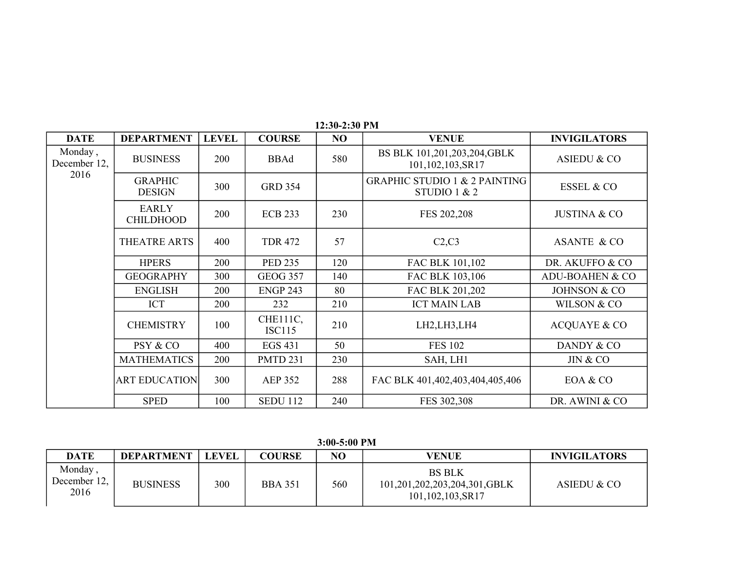### 12:30-2:30 PM

| DATE | DEPARTMENT | LEVEL | COURSE | NO | VENUE | INVIGILATORS |
|---|---|---|---|---|---|---|
| Monday , December 12, 2016 | BUSINESS | 200 | BBAd | 580 | BS BLK 101,201,203,204,GBLK 101,102,103,SR17 | ASIEDU & CO |
| | GRAPHIC DESIGN | 300 | GRD 354 | | GRAPHIC STUDIO 1 & 2 PAINTING STUDIO 1 & 2 | ESSEL & CO |
| | EARLY CHILDHOOD | 200 | ECB 233 | 230 | FES 202,208 | JUSTINA & CO |
| | THEATRE ARTS | 400 | TDR 472 | 57 | C2,C3 | ASANTE & CO |
| | HPERS | 200 | PED 235 | 120 | FAC BLK 101,102 | DR. AKUFFO & CO |
| | GEOGRAPHY | 300 | GEOG 357 | 140 | FAC BLK 103,106 | ADU-BOAHEN & CO |
| | ENGLISH | 200 | ENGP 243 | 80 | FAC BLK 201,202 | JOHNSON & CO |
| | ICT | 200 | 232 | 210 | ICT MAIN LAB | WILSON & CO |
| | CHEMISTRY | 100 | CHE111C, ISC115 | 210 | LH2,LH3,LH4 | ACQUAYE & CO |
| | PSY & CO | 400 | EGS 431 | 50 | FES 102 | DANDY & CO |
| | MATHEMATICS | 200 | PMTD 231 | 230 | SAH, LH1 | JIN & CO |
| | ART EDUCATION | 300 | AEP 352 | 288 | FAC BLK 401,402,403,404,405,406 | EOA & CO |
| | SPED | 100 | SEDU 112 | 240 | FES 302,308 | DR. AWINI & CO |

### 3:00-5:00 PM

| DATE | DEPARTMENT | LEVEL | COURSE | NO | VENUE | INVIGILATORS |
|---|---|---|---|---|---|---|
| Monday , December 12, 2016 | BUSINESS | 300 | BBA 351 | 560 | BS BLK 101,201,202,203,204,301,GBLK 101,102,103,SR17 | ASIEDU & CO |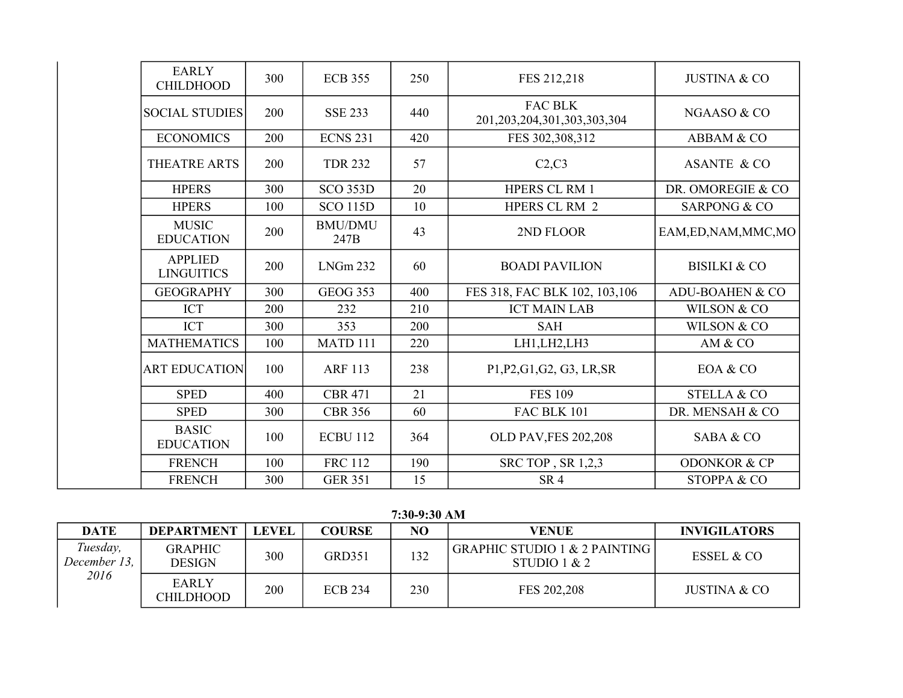| | | | | | | |
|---|---|---|---|---|---|---|
| | EARLY CHILDHOOD | 300 | ECB 355 | 250 | FES 212,218 | JUSTINA & CO |
| | SOCIAL STUDIES | 200 | SSE 233 | 440 | FAC BLK 201,203,204,301,303,303,304 | NGAASO & CO |
| | ECONOMICS | 200 | ECNS 231 | 420 | FES 302,308,312 | ABBAM & CO |
| | THEATRE ARTS | 200 | TDR 232 | 57 | C2,C3 | ASANTE & CO |
| | HPERS | 300 | SCO 353D | 20 | HPERS CL RM 1 | DR. OMOREGIE & CO |
| | HPERS | 100 | SCO 115D | 10 | HPERS CL RM 2 | SARPONG & CO |
| | MUSIC EDUCATION | 200 | BMU/DMU 247B | 43 | 2ND FLOOR | EAM,ED,NAM,MMC,MO |
| | APPLIED LINGUITICS | 200 | LNGm 232 | 60 | BOADI PAVILION | BISILKI & CO |
| | GEOGRAPHY | 300 | GEOG 353 | 400 | FES 318, FAC BLK 102, 103,106 | ADU-BOAHEN & CO |
| | ICT | 200 | 232 | 210 | ICT MAIN LAB | WILSON & CO |
| | ICT | 300 | 353 | 200 | SAH | WILSON & CO |
| | MATHEMATICS | 100 | MATD 111 | 220 | LH1,LH2,LH3 | AM & CO |
| | ART EDUCATION | 100 | ARF 113 | 238 | P1,P2,G1,G2, G3, LR,SR | EOA & CO |
| | SPED | 400 | CBR 471 | 21 | FES 109 | STELLA & CO |
| | SPED | 300 | CBR 356 | 60 | FAC BLK 101 | DR. MENSAH & CO |
| | BASIC EDUCATION | 100 | ECBU 112 | 364 | OLD PAV,FES 202,208 | SABA & CO |
| | FRENCH | 100 | FRC 112 | 190 | SRC TOP , SR 1,2,3 | ODONKOR & CP |
| | FRENCH | 300 | GER 351 | 15 | SR 4 | STOPPA & CO |

**7:30-9:30 AM**

| DATE | DEPARTMENT | LEVEL | COURSE | NO | VENUE | INVIGILATORS |
|---|---|---|---|---|---|---|
| *Tuesday, December 13, 2016* | GRAPHIC DESIGN | 300 | GRD351 | 132 | GRAPHIC STUDIO 1 & 2 PAINTING STUDIO 1 & 2 | ESSEL & CO |
| | EARLY CHILDHOOD | 200 | ECB 234 | 230 | FES 202,208 | JUSTINA & CO |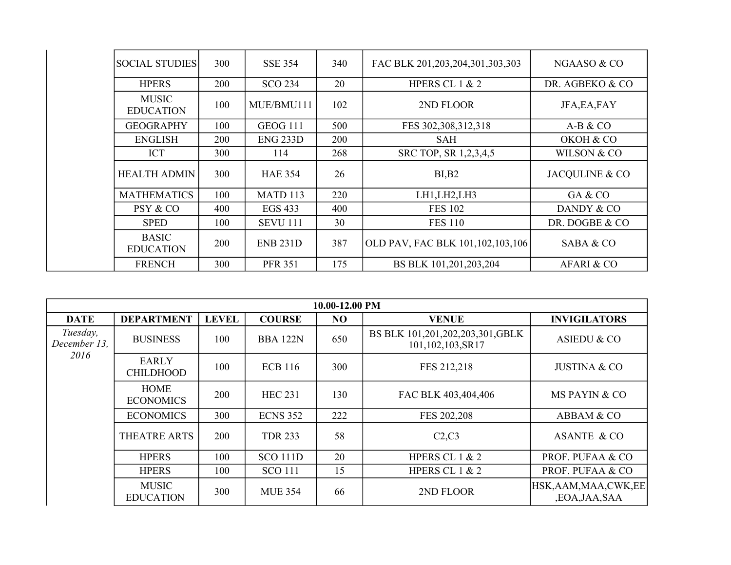| DATE | DEPARTMENT | LEVEL | COURSE | NO | VENUE | INVIGILATORS |
|---|---|---|---|---|---|---|
| | SOCIAL STUDIES | 300 | SSE 354 | 340 | FAC BLK 201,203,204,301,303,303 | NGAASO & CO |
| | HPERS | 200 | SCO 234 | 20 | HPERS CL 1 & 2 | DR. AGBEKO & CO |
| | MUSIC EDUCATION | 100 | MUE/BMU111 | 102 | 2ND FLOOR | JFA,EA,FAY |
| | GEOGRAPHY | 100 | GEOG 111 | 500 | FES 302,308,312,318 | A-B & CO |
| | ENGLISH | 200 | ENG 233D | 200 | SAH | OKOH & CO |
| | ICT | 300 | 114 | 268 | SRC TOP, SR 1,2,3,4,5 | WILSON & CO |
| | HEALTH ADMIN | 300 | HAE 354 | 26 | BI,B2 | JACQULINE & CO |
| | MATHEMATICS | 100 | MATD 113 | 220 | LH1,LH2,LH3 | GA & CO |
| | PSY & CO | 400 | EGS 433 | 400 | FES 102 | DANDY & CO |
| | SPED | 100 | SEVU 111 | 30 | FES 110 | DR. DOGBE & CO |
| | BASIC EDUCATION | 200 | ENB 231D | 387 | OLD PAV, FAC BLK 101,102,103,106 | SABA & CO |
| | FRENCH | 300 | PFR 351 | 175 | BS BLK 101,201,203,204 | AFARI & CO |

| 10.00-12.00 PM | | | | | | |
|---|---|---|---|---|---|---|
| **DATE** | **DEPARTMENT** | **LEVEL** | **COURSE** | **NO** | **VENUE** | **INVIGILATORS** |
| *Tuesday, December 13, 2016* | BUSINESS | 100 | BBA 122N | 650 | BS BLK 101,201,202,203,301,GBLK 101,102,103,SR17 | ASIEDU & CO |
| | EARLY CHILDHOOD | 100 | ECB 116 | 300 | FES 212,218 | JUSTINA & CO |
| | HOME ECONOMICS | 200 | HEC 231 | 130 | FAC BLK 403,404,406 | MS PAYIN & CO |
| | ECONOMICS | 300 | ECNS 352 | 222 | FES 202,208 | ABBAM & CO |
| | THEATRE ARTS | 200 | TDR 233 | 58 | C2,C3 | ASANTE & CO |
| | HPERS | 100 | SCO 111D | 20 | HPERS CL 1 & 2 | PROF. PUFAA & CO |
| | HPERS | 100 | SCO 111 | 15 | HPERS CL 1 & 2 | PROF. PUFAA & CO |
| | MUSIC EDUCATION | 300 | MUE 354 | 66 | 2ND FLOOR | HSK,AAM,MAA,CWK,EE ,EOA,JAA,SAA |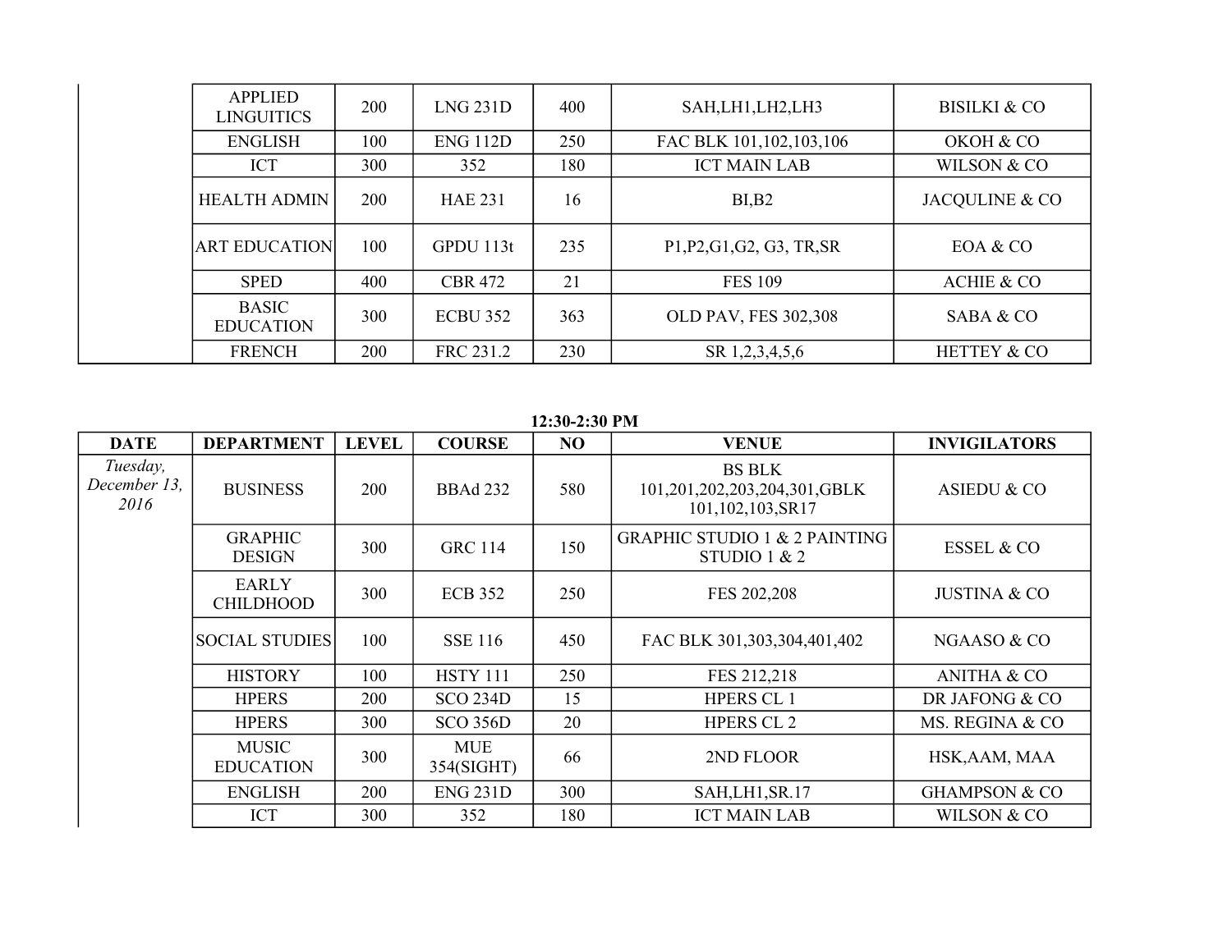| DATE | DEPARTMENT | LEVEL | COURSE | NO | VENUE | INVIGILATORS |
|---|---|---|---|---|---|---|
| | APPLIED LINGUITICS | 200 | LNG 231D | 400 | SAH,LH1,LH2,LH3 | BISILKI & CO |
| | ENGLISH | 100 | ENG 112D | 250 | FAC BLK 101,102,103,106 | OKOH & CO |
| | ICT | 300 | 352 | 180 | ICT MAIN LAB | WILSON & CO |
| | HEALTH ADMIN | 200 | HAE 231 | 16 | BI,B2 | JACQULINE & CO |
| | ART EDUCATION | 100 | GPDU 113t | 235 | P1,P2,G1,G2, G3, TR,SR | EOA & CO |
| | SPED | 400 | CBR 472 | 21 | FES 109 | ACHIE & CO |
| | BASIC EDUCATION | 300 | ECBU 352 | 363 | OLD PAV, FES 302,308 | SABA & CO |
| | FRENCH | 200 | FRC 231.2 | 230 | SR 1,2,3,4,5,6 | HETTEY & CO |

**12:30-2:30 PM**

| DATE | DEPARTMENT | LEVEL | COURSE | NO | VENUE | INVIGILATORS |
|---|---|---|---|---|---|---|
| *Tuesday, December 13, 2016* | BUSINESS | 200 | BBAd 232 | 580 | BS BLK 101,201,202,203,204,301,GBLK 101,102,103,SR17 | ASIEDU & CO |
| | GRAPHIC DESIGN | 300 | GRC 114 | 150 | GRAPHIC STUDIO 1 & 2 PAINTING STUDIO 1 & 2 | ESSEL & CO |
| | EARLY CHILDHOOD | 300 | ECB 352 | 250 | FES 202,208 | JUSTINA & CO |
| | SOCIAL STUDIES | 100 | SSE 116 | 450 | FAC BLK 301,303,304,401,402 | NGAASO & CO |
| | HISTORY | 100 | HSTY 111 | 250 | FES 212,218 | ANITHA & CO |
| | HPERS | 200 | SCO 234D | 15 | HPERS CL 1 | DR JAFONG & CO |
| | HPERS | 300 | SCO 356D | 20 | HPERS CL 2 | MS. REGINA & CO |
| | MUSIC EDUCATION | 300 | MUE 354(SIGHT) | 66 | 2ND FLOOR | HSK,AAM, MAA |
| | ENGLISH | 200 | ENG 231D | 300 | SAH,LH1,SR.17 | GHAMPSON & CO |
| | ICT | 300 | 352 | 180 | ICT MAIN LAB | WILSON & CO |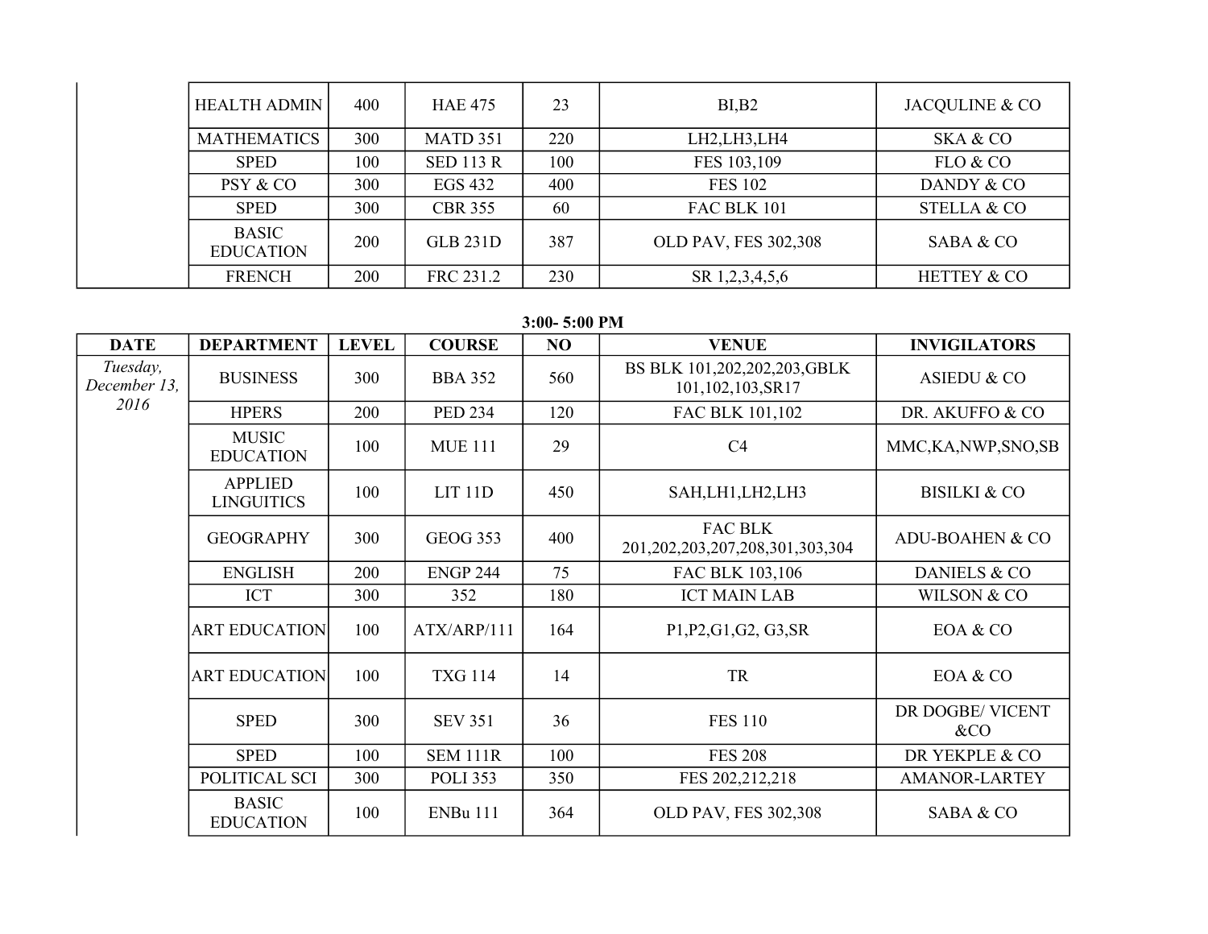| | HEALTH ADMIN | 400 | HAE 475 | 23 | BI,B2 | JACQULINE & CO |
|---|---|---|---|---|---|---|
| | MATHEMATICS | 300 | MATD 351 | 220 | LH2,LH3,LH4 | SKA & CO |
| | SPED | 100 | SED 113 R | 100 | FES 103,109 | FLO & CO |
| | PSY & CO | 300 | EGS 432 | 400 | FES 102 | DANDY & CO |
| | SPED | 300 | CBR 355 | 60 | FAC BLK 101 | STELLA & CO |
| | BASIC EDUCATION | 200 | GLB 231D | 387 | OLD PAV, FES 302,308 | SABA & CO |
| | FRENCH | 200 | FRC 231.2 | 230 | SR 1,2,3,4,5,6 | HETTEY & CO |

**3:00- 5:00 PM**

| DATE | DEPARTMENT | LEVEL | COURSE | NO | VENUE | INVIGILATORS |
|---|---|---|---|---|---|---|
| *Tuesday, December 13, 2016* | BUSINESS | 300 | BBA 352 | 560 | BS BLK 101,202,202,203,GBLK 101,102,103,SR17 | ASIEDU & CO |
| | HPERS | 200 | PED 234 | 120 | FAC BLK 101,102 | DR. AKUFFO & CO |
| | MUSIC EDUCATION | 100 | MUE 111 | 29 | C4 | MMC,KA,NWP,SNO,SB |
| | APPLIED LINGUITICS | 100 | LIT 11D | 450 | SAH,LH1,LH2,LH3 | BISILKI & CO |
| | GEOGRAPHY | 300 | GEOG 353 | 400 | FAC BLK 201,202,203,207,208,301,303,304 | ADU-BOAHEN & CO |
| | ENGLISH | 200 | ENGP 244 | 75 | FAC BLK 103,106 | DANIELS & CO |
| | ICT | 300 | 352 | 180 | ICT MAIN LAB | WILSON & CO |
| | ART EDUCATION | 100 | ATX/ARP/111 | 164 | P1,P2,G1,G2, G3,SR | EOA & CO |
| | ART EDUCATION | 100 | TXG 114 | 14 | TR | EOA & CO |
| | SPED | 300 | SEV 351 | 36 | FES 110 | DR DOGBE/ VICENT &CO |
| | SPED | 100 | SEM 111R | 100 | FES 208 | DR YEKPLE & CO |
| | POLITICAL SCI | 300 | POLI 353 | 350 | FES 202,212,218 | AMANOR-LARTEY |
| | BASIC EDUCATION | 100 | ENBu 111 | 364 | OLD PAV, FES 302,308 | SABA & CO |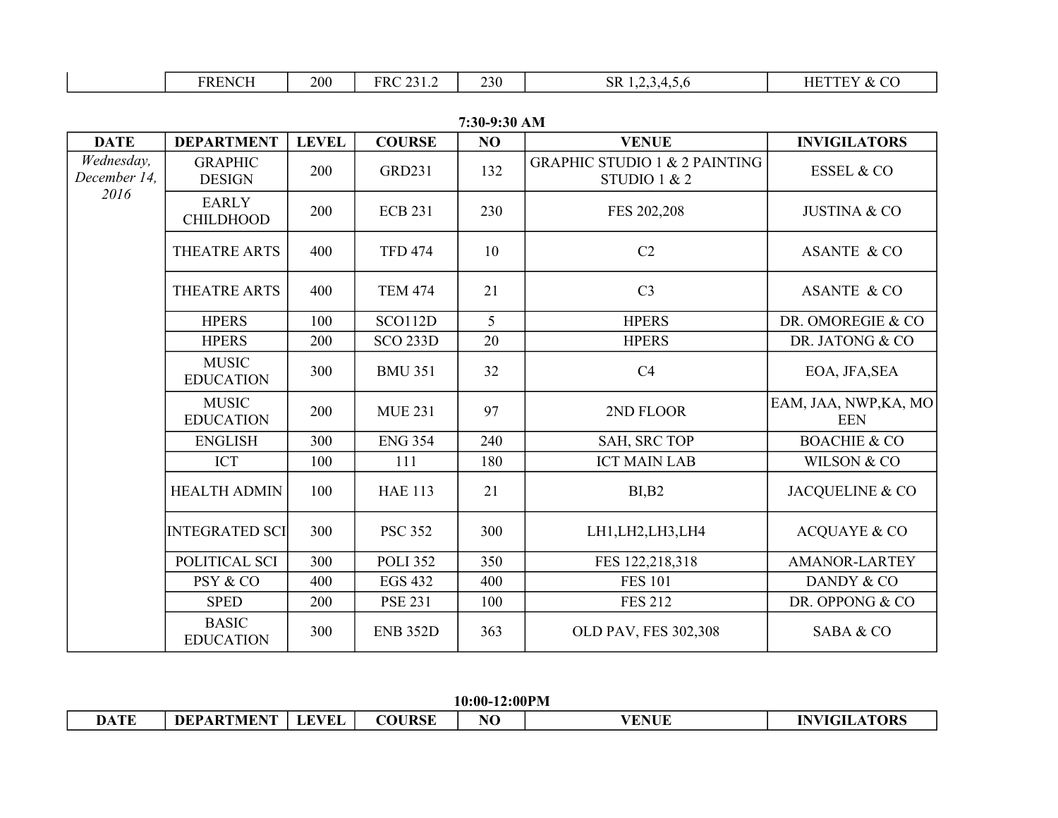| | FRENCH | 200 | FRC 231.2 | 230 | SR 1,2,3,4,5,6 | HETTEY & CO |
|---|---|---|---|---|---|---|

**7:30-9:30 AM**

| DATE | DEPARTMENT | LEVEL | COURSE | NO | VENUE | INVIGILATORS |
|---|---|---|---|---|---|---|
| *Wednesday, December 14, 2016* | GRAPHIC DESIGN | 200 | GRD231 | 132 | GRAPHIC STUDIO 1 & 2 PAINTING STUDIO 1 & 2 | ESSEL & CO |
| | EARLY CHILDHOOD | 200 | ECB 231 | 230 | FES 202,208 | JUSTINA & CO |
| | THEATRE ARTS | 400 | TFD 474 | 10 | C2 | ASANTE & CO |
| | THEATRE ARTS | 400 | TEM 474 | 21 | C3 | ASANTE & CO |
| | HPERS | 100 | SCO112D | 5 | HPERS | DR. OMOREGIE & CO |
| | HPERS | 200 | SCO 233D | 20 | HPERS | DR. JATONG & CO |
| | MUSIC EDUCATION | 300 | BMU 351 | 32 | C4 | EOA, JFA,SEA |
| | MUSIC EDUCATION | 200 | MUE 231 | 97 | 2ND FLOOR | EAM, JAA, NWP,KA, MO EEN |
| | ENGLISH | 300 | ENG 354 | 240 | SAH, SRC TOP | BOACHIE & CO |
| | ICT | 100 | 111 | 180 | ICT MAIN LAB | WILSON & CO |
| | HEALTH ADMIN | 100 | HAE 113 | 21 | BI,B2 | JACQUELINE & CO |
| | INTEGRATED SCI | 300 | PSC 352 | 300 | LH1,LH2,LH3,LH4 | ACQUAYE & CO |
| | POLITICAL SCI | 300 | POLI 352 | 350 | FES 122,218,318 | AMANOR-LARTEY |
| | PSY & CO | 400 | EGS 432 | 400 | FES 101 | DANDY & CO |
| | SPED | 200 | PSE 231 | 100 | FES 212 | DR. OPPONG & CO |
| | BASIC EDUCATION | 300 | ENB 352D | 363 | OLD PAV, FES 302,308 | SABA & CO |

**10:00-12:00PM**

| DATE | DEPARTMENT | LEVEL | COURSE | NO | VENUE | INVIGILATORS |
|---|---|---|---|---|---|---|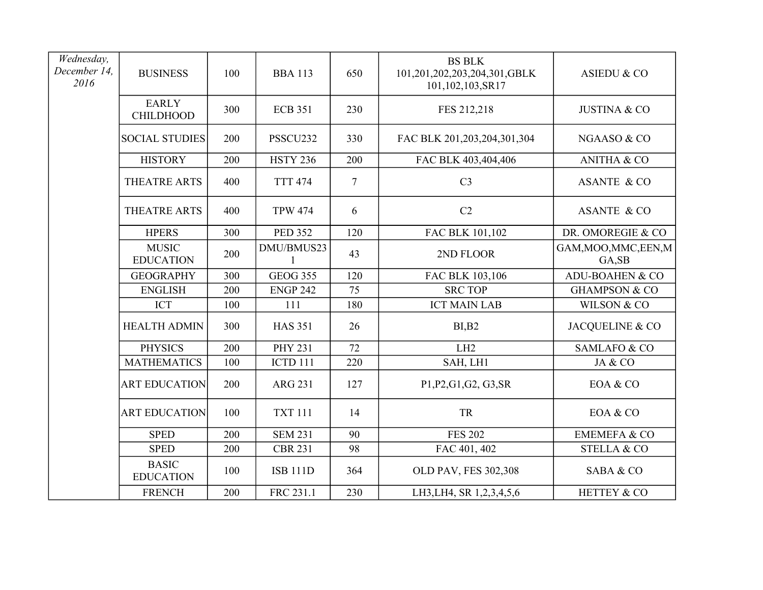| | | | | | | |
|---|---|---|---|---|---|---|
| *Wednesday, December 14, 2016* | BUSINESS | 100 | BBA 113 | 650 | BS BLK 101,201,202,203,204,301,GBLK 101,102,103,SR17 | ASIEDU & CO |
| | EARLY CHILDHOOD | 300 | ECB 351 | 230 | FES 212,218 | JUSTINA & CO |
| | SOCIAL STUDIES | 200 | PSSCU232 | 330 | FAC BLK 201,203,204,301,304 | NGAASO & CO |
| | HISTORY | 200 | HSTY 236 | 200 | FAC BLK 403,404,406 | ANITHA & CO |
| | THEATRE ARTS | 400 | TTT 474 | 7 | C3 | ASANTE & CO |
| | THEATRE ARTS | 400 | TPW 474 | 6 | C2 | ASANTE & CO |
| | HPERS | 300 | PED 352 | 120 | FAC BLK 101,102 | DR. OMOREGIE & CO |
| | MUSIC EDUCATION | 200 | DMU/BMUS231 | 43 | 2ND FLOOR | GAM,MOO,MMC,EEN,MGA,SB |
| | GEOGRAPHY | 300 | GEOG 355 | 120 | FAC BLK 103,106 | ADU-BOAHEN & CO |
| | ENGLISH | 200 | ENGP 242 | 75 | SRC TOP | GHAMPSON & CO |
| | ICT | 100 | 111 | 180 | ICT MAIN LAB | WILSON & CO |
| | HEALTH ADMIN | 300 | HAS 351 | 26 | BI,B2 | JACQUELINE & CO |
| | PHYSICS | 200 | PHY 231 | 72 | LH2 | SAMLAFO & CO |
| | MATHEMATICS | 100 | ICTD 111 | 220 | SAH, LH1 | JA & CO |
| | ART EDUCATION | 200 | ARG 231 | 127 | P1,P2,G1,G2, G3,SR | EOA & CO |
| | ART EDUCATION | 100 | TXT 111 | 14 | TR | EOA & CO |
| | SPED | 200 | SEM 231 | 90 | FES 202 | EMEMEFA & CO |
| | SPED | 200 | CBR 231 | 98 | FAC 401, 402 | STELLA & CO |
| | BASIC EDUCATION | 100 | ISB 111D | 364 | OLD PAV, FES 302,308 | SABA & CO |
| | FRENCH | 200 | FRC 231.1 | 230 | LH3,LH4, SR 1,2,3,4,5,6 | HETTEY & CO |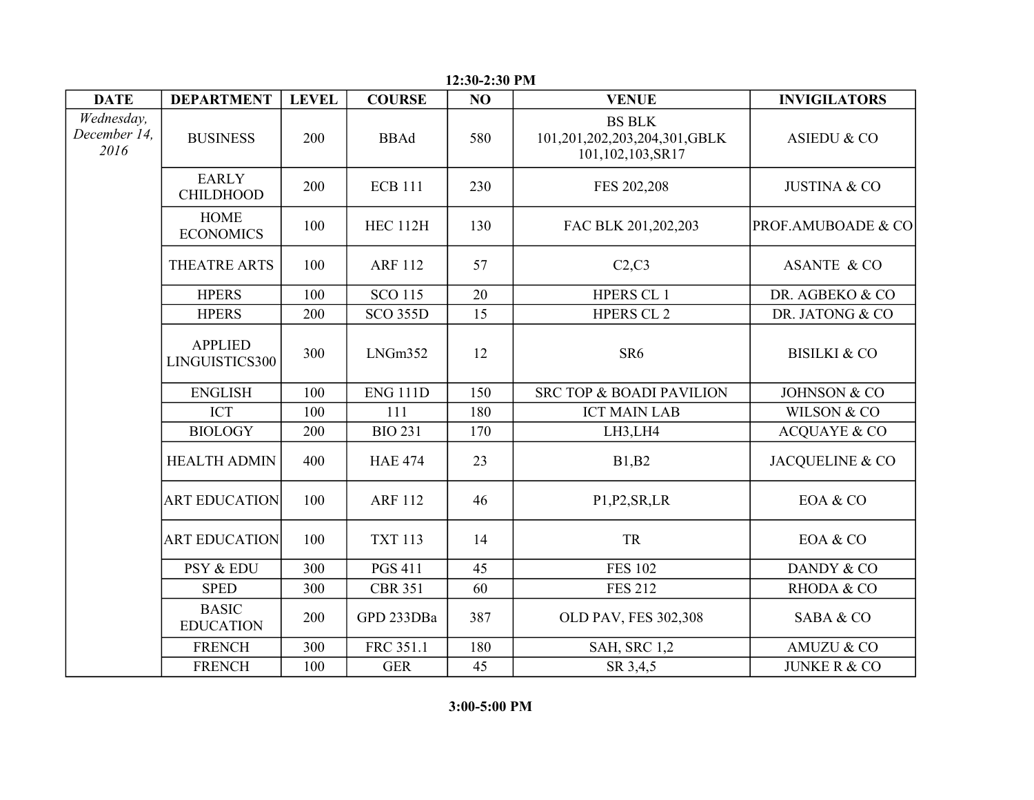**12:30-2:30 PM**

| DATE | DEPARTMENT | LEVEL | COURSE | NO | VENUE | INVIGILATORS |
|---|---|---|---|---|---|---|
| *Wednesday, December 14, 2016* | BUSINESS | 200 | BBAd | 580 | BS BLK 101,201,202,203,204,301,GBLK 101,102,103,SR17 | ASIEDU & CO |
| | EARLY CHILDHOOD | 200 | ECB 111 | 230 | FES 202,208 | JUSTINA & CO |
| | HOME ECONOMICS | 100 | HEC 112H | 130 | FAC BLK 201,202,203 | PROF.AMUBOADE & CO |
| | THEATRE ARTS | 100 | ARF 112 | 57 | C2,C3 | ASANTE & CO |
| | HPERS | 100 | SCO 115 | 20 | HPERS CL 1 | DR. AGBEKO & CO |
| | HPERS | 200 | SCO 355D | 15 | HPERS CL 2 | DR. JATONG & CO |
| | APPLIED LINGUISTICS300 | 300 | LNGm352 | 12 | SR6 | BISILKI & CO |
| | ENGLISH | 100 | ENG 111D | 150 | SRC TOP & BOADI PAVILION | JOHNSON & CO |
| | ICT | 100 | 111 | 180 | ICT MAIN LAB | WILSON & CO |
| | BIOLOGY | 200 | BIO 231 | 170 | LH3,LH4 | ACQUAYE & CO |
| | HEALTH ADMIN | 400 | HAE 474 | 23 | B1,B2 | JACQUELINE & CO |
| | ART EDUCATION | 100 | ARF 112 | 46 | P1,P2,SR,LR | EOA & CO |
| | ART EDUCATION | 100 | TXT 113 | 14 | TR | EOA & CO |
| | PSY & EDU | 300 | PGS 411 | 45 | FES 102 | DANDY & CO |
| | SPED | 300 | CBR 351 | 60 | FES 212 | RHODA & CO |
| | BASIC EDUCATION | 200 | GPD 233DBa | 387 | OLD PAV, FES 302,308 | SABA & CO |
| | FRENCH | 300 | FRC 351.1 | 180 | SAH, SRC 1,2 | AMUZU & CO |
| | FRENCH | 100 | GER | 45 | SR 3,4,5 | JUNKE R & CO |

**3:00-5:00 PM**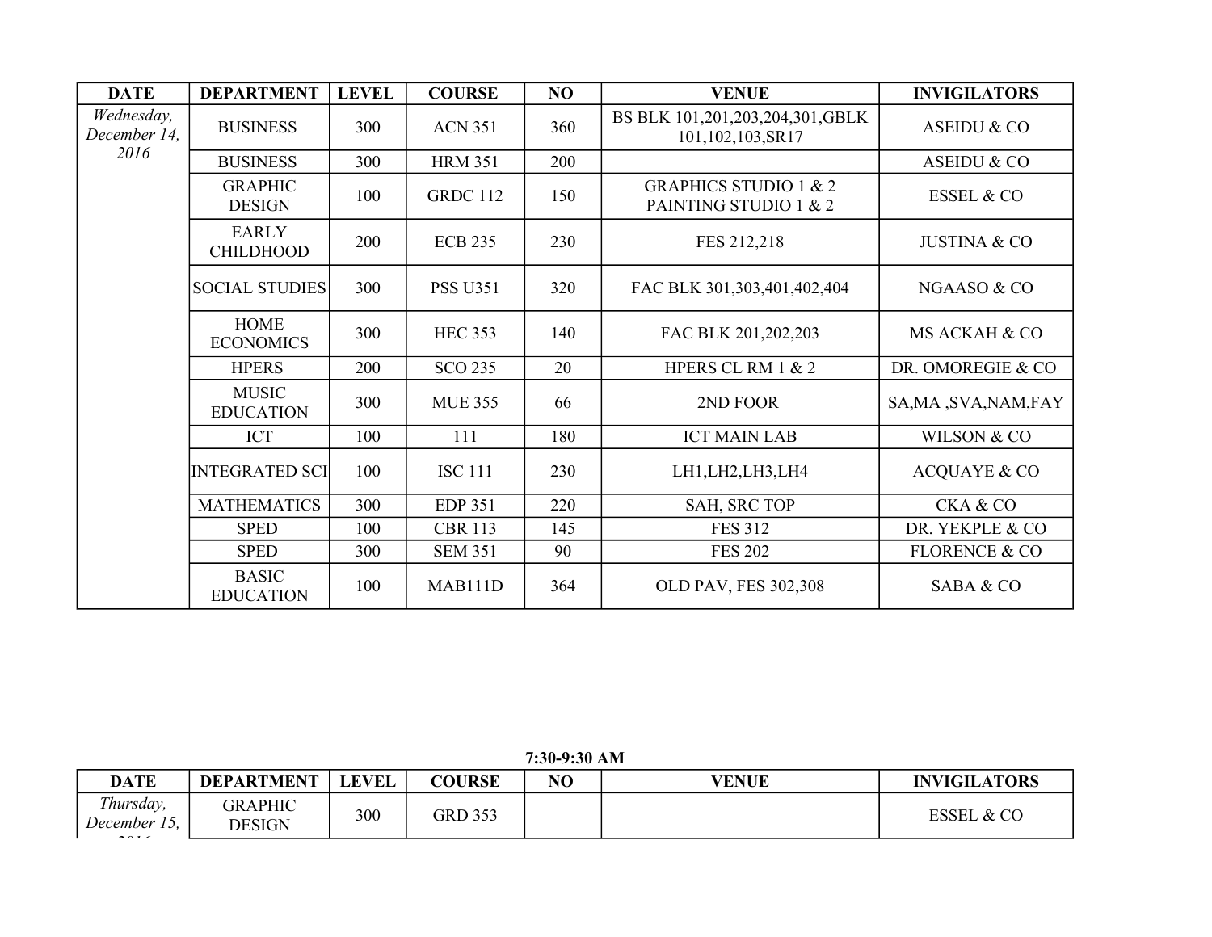| DATE | DEPARTMENT | LEVEL | COURSE | NO | VENUE | INVIGILATORS |
|---|---|---|---|---|---|---|
| *Wednesday, December 14, 2016* | BUSINESS | 300 | ACN 351 | 360 | BS BLK 101,201,203,204,301,GBLK 101,102,103,SR17 | ASEIDU & CO |
| | BUSINESS | 300 | HRM 351 | 200 | | ASEIDU & CO |
| | GRAPHIC DESIGN | 100 | GRDC 112 | 150 | GRAPHICS STUDIO 1 & 2 PAINTING STUDIO 1 & 2 | ESSEL & CO |
| | EARLY CHILDHOOD | 200 | ECB 235 | 230 | FES 212,218 | JUSTINA & CO |
| | SOCIAL STUDIES | 300 | PSS U351 | 320 | FAC BLK 301,303,401,402,404 | NGAASO & CO |
| | HOME ECONOMICS | 300 | HEC 353 | 140 | FAC BLK 201,202,203 | MS ACKAH & CO |
| | HPERS | 200 | SCO 235 | 20 | HPERS CL RM 1 & 2 | DR. OMOREGIE & CO |
| | MUSIC EDUCATION | 300 | MUE 355 | 66 | 2ND FOOR | SA,MA ,SVA,NAM,FAY |
| | ICT | 100 | 111 | 180 | ICT MAIN LAB | WILSON & CO |
| | INTEGRATED SCI | 100 | ISC 111 | 230 | LH1,LH2,LH3,LH4 | ACQUAYE & CO |
| | MATHEMATICS | 300 | EDP 351 | 220 | SAH, SRC TOP | CKA & CO |
| | SPED | 100 | CBR 113 | 145 | FES 312 | DR. YEKPLE & CO |
| | SPED | 300 | SEM 351 | 90 | FES 202 | FLORENCE & CO |
| | BASIC EDUCATION | 100 | MAB111D | 364 | OLD PAV, FES 302,308 | SABA & CO |

**7:30-9:30 AM**

| DATE | DEPARTMENT | LEVEL | COURSE | NO | VENUE | INVIGILATORS |
|---|---|---|---|---|---|---|
| *Thursday, December 15, 2016* | GRAPHIC DESIGN | 300 | GRD 353 | | | ESSEL & CO |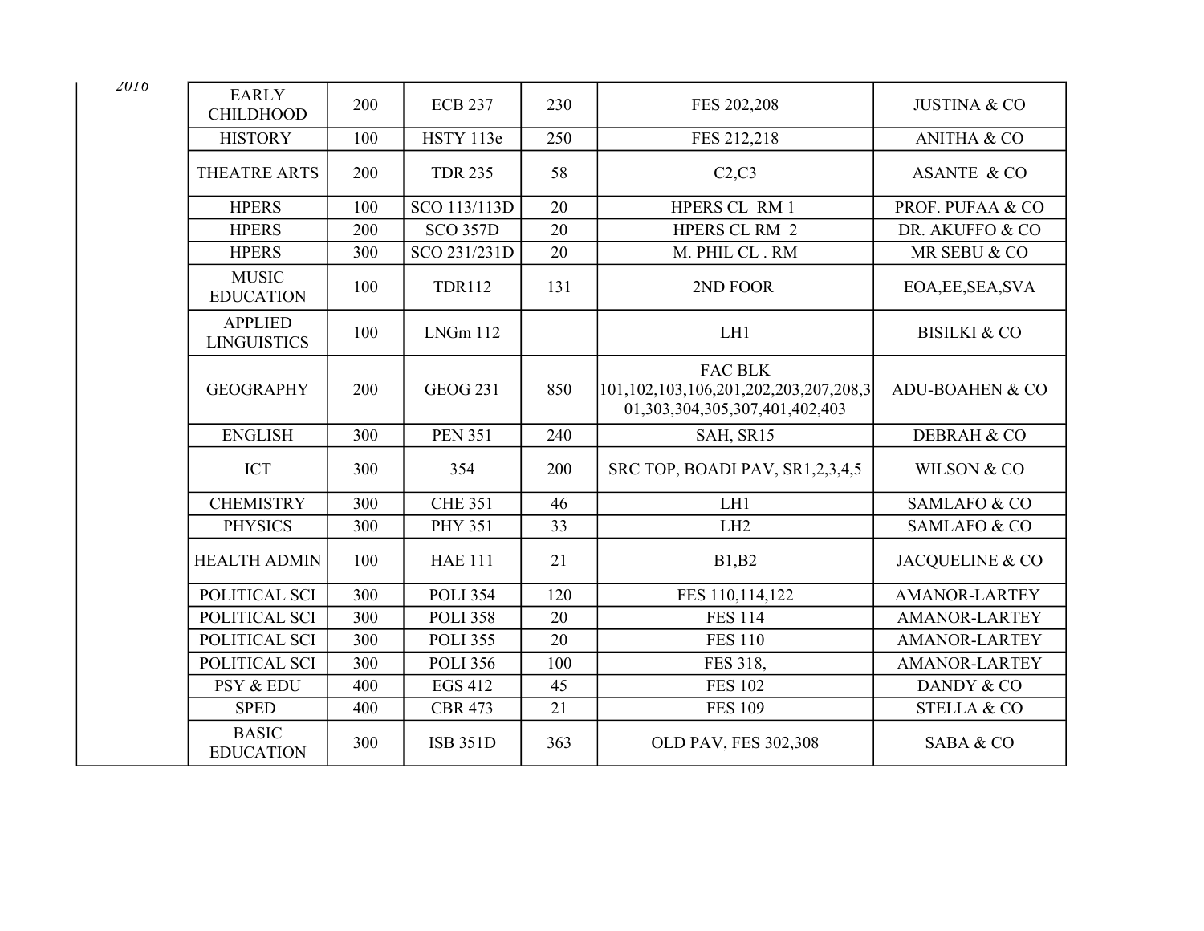| 2016 | EARLY CHILDHOOD | 200 | ECB 237 | 230 | FES 202,208 | JUSTINA & CO |
|---|---|---|---|---|---|---|
| | HISTORY | 100 | HSTY 113e | 250 | FES 212,218 | ANITHA & CO |
| | THEATRE ARTS | 200 | TDR 235 | 58 | C2,C3 | ASANTE & CO |
| | HPERS | 100 | SCO 113/113D | 20 | HPERS CL RM 1 | PROF. PUFAA & CO |
| | HPERS | 200 | SCO 357D | 20 | HPERS CL RM 2 | DR. AKUFFO & CO |
| | HPERS | 300 | SCO 231/231D | 20 | M. PHIL CL . RM | MR SEBU & CO |
| | MUSIC EDUCATION | 100 | TDR112 | 131 | 2ND FOOR | EOA,EE,SEA,SVA |
| | APPLIED LINGUISTICS | 100 | LNGm 112 | | LH1 | BISILKI & CO |
| | GEOGRAPHY | 200 | GEOG 231 | 850 | FAC BLK 101,102,103,106,201,202,203,207,208,301,303,304,305,307,401,402,403 | ADU-BOAHEN & CO |
| | ENGLISH | 300 | PEN 351 | 240 | SAH, SR15 | DEBRAH & CO |
| | ICT | 300 | 354 | 200 | SRC TOP, BOADI PAV, SR1,2,3,4,5 | WILSON & CO |
| | CHEMISTRY | 300 | CHE 351 | 46 | LH1 | SAMLAFO & CO |
| | PHYSICS | 300 | PHY 351 | 33 | LH2 | SAMLAFO & CO |
| | HEALTH ADMIN | 100 | HAE 111 | 21 | B1,B2 | JACQUELINE & CO |
| | POLITICAL SCI | 300 | POLI 354 | 120 | FES 110,114,122 | AMANOR-LARTEY |
| | POLITICAL SCI | 300 | POLI 358 | 20 | FES 114 | AMANOR-LARTEY |
| | POLITICAL SCI | 300 | POLI 355 | 20 | FES 110 | AMANOR-LARTEY |
| | POLITICAL SCI | 300 | POLI 356 | 100 | FES 318, | AMANOR-LARTEY |
| | PSY & EDU | 400 | EGS 412 | 45 | FES 102 | DANDY & CO |
| | SPED | 400 | CBR 473 | 21 | FES 109 | STELLA & CO |
| | BASIC EDUCATION | 300 | ISB 351D | 363 | OLD PAV, FES 302,308 | SABA & CO |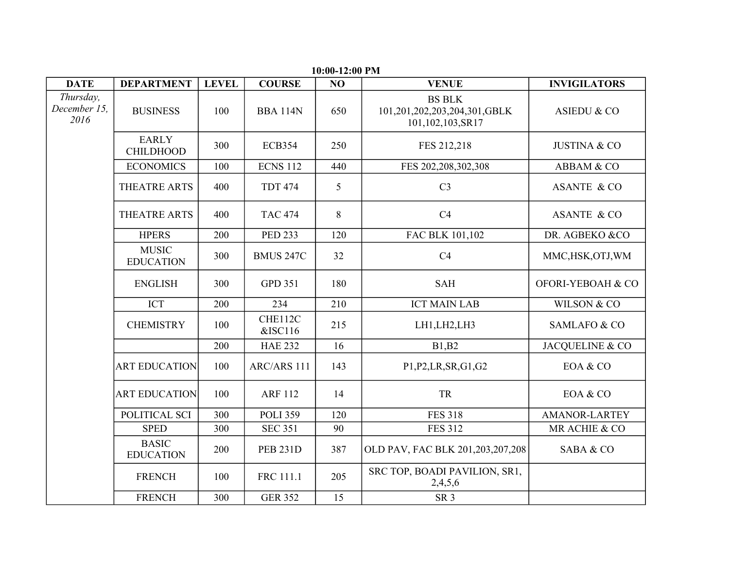**10:00-12:00 PM**

| DATE | DEPARTMENT | LEVEL | COURSE | NO | VENUE | INVIGILATORS |
|---|---|---|---|---|---|---|
| *Thursday, December 15, 2016* | BUSINESS | 100 | BBA 114N | 650 | BS BLK 101,201,202,203,204,301,GBLK 101,102,103,SR17 | ASIEDU & CO |
| | EARLY CHILDHOOD | 300 | ECB354 | 250 | FES 212,218 | JUSTINA & CO |
| | ECONOMICS | 100 | ECNS 112 | 440 | FES 202,208,302,308 | ABBAM & CO |
| | THEATRE ARTS | 400 | TDT 474 | 5 | C3 | ASANTE & CO |
| | THEATRE ARTS | 400 | TAC 474 | 8 | C4 | ASANTE & CO |
| | HPERS | 200 | PED 233 | 120 | FAC BLK 101,102 | DR. AGBEKO &CO |
| | MUSIC EDUCATION | 300 | BMUS 247C | 32 | C4 | MMC,HSK,OTJ,WM |
| | ENGLISH | 300 | GPD 351 | 180 | SAH | OFORI-YEBOAH & CO |
| | ICT | 200 | 234 | 210 | ICT MAIN LAB | WILSON & CO |
| | CHEMISTRY | 100 | CHE112C &ISC116 | 215 | LH1,LH2,LH3 | SAMLAFO & CO |
| | | 200 | HAE 232 | 16 | B1,B2 | JACQUELINE & CO |
| | ART EDUCATION | 100 | ARC/ARS 111 | 143 | P1,P2,LR,SR,G1,G2 | EOA & CO |
| | ART EDUCATION | 100 | ARF 112 | 14 | TR | EOA & CO |
| | POLITICAL SCI | 300 | POLI 359 | 120 | FES 318 | AMANOR-LARTEY |
| | SPED | 300 | SEC 351 | 90 | FES 312 | MR ACHIE & CO |
| | BASIC EDUCATION | 200 | PEB 231D | 387 | OLD PAV, FAC BLK 201,203,207,208 | SABA & CO |
| | FRENCH | 100 | FRC 111.1 | 205 | SRC TOP, BOADI PAVILION, SR1, 2,4,5,6 | |
| | FRENCH | 300 | GER 352 | 15 | SR 3 | |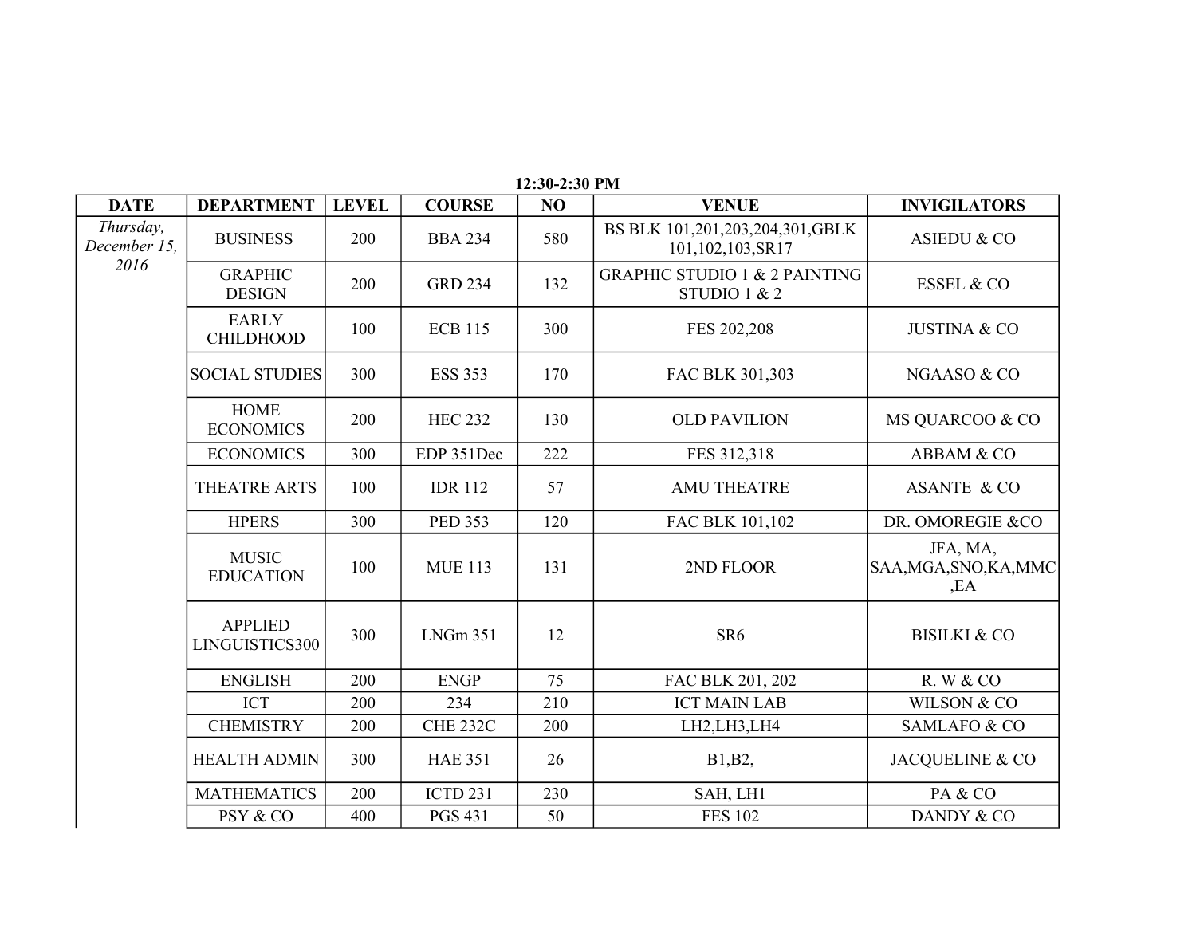**12:30-2:30 PM**

| DATE | DEPARTMENT | LEVEL | COURSE | NO | VENUE | INVIGILATORS |
|---|---|---|---|---|---|---|
| *Thursday, December 15, 2016* | BUSINESS | 200 | BBA 234 | 580 | BS BLK 101,201,203,204,301,GBLK 101,102,103,SR17 | ASIEDU & CO |
| | GRAPHIC DESIGN | 200 | GRD 234 | 132 | GRAPHIC STUDIO 1 & 2 PAINTING STUDIO 1 & 2 | ESSEL & CO |
| | EARLY CHILDHOOD | 100 | ECB 115 | 300 | FES 202,208 | JUSTINA & CO |
| | SOCIAL STUDIES | 300 | ESS 353 | 170 | FAC BLK 301,303 | NGAASO & CO |
| | HOME ECONOMICS | 200 | HEC 232 | 130 | OLD PAVILION | MS QUARCOO & CO |
| | ECONOMICS | 300 | EDP 351Dec | 222 | FES 312,318 | ABBAM & CO |
| | THEATRE ARTS | 100 | IDR 112 | 57 | AMU THEATRE | ASANTE & CO |
| | HPERS | 300 | PED 353 | 120 | FAC BLK 101,102 | DR. OMOREGIE &CO |
| | MUSIC EDUCATION | 100 | MUE 113 | 131 | 2ND FLOOR | JFA, MA, SAA,MGA,SNO,KA,MMC ,EA |
| | APPLIED LINGUISTICS300 | 300 | LNGm 351 | 12 | SR6 | BISILKI & CO |
| | ENGLISH | 200 | ENGP | 75 | FAC BLK 201, 202 | R. W & CO |
| | ICT | 200 | 234 | 210 | ICT MAIN LAB | WILSON & CO |
| | CHEMISTRY | 200 | CHE 232C | 200 | LH2,LH3,LH4 | SAMLAFO & CO |
| | HEALTH ADMIN | 300 | HAE 351 | 26 | B1,B2, | JACQUELINE & CO |
| | MATHEMATICS | 200 | ICTD 231 | 230 | SAH, LH1 | PA & CO |
| | PSY & CO | 400 | PGS 431 | 50 | FES 102 | DANDY & CO |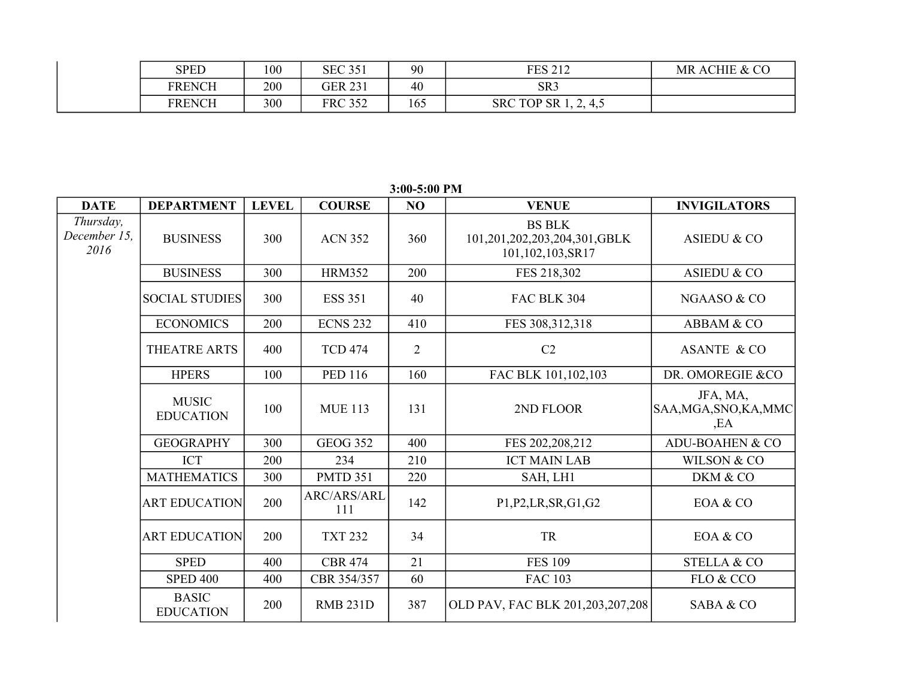| | SPED | 100 | SEC 351 | 90 | FES 212 | MR ACHIE & CO |
|---|---|---|---|---|---|---|
| | FRENCH | 200 | GER 231 | 40 | SR3 | |
| | FRENCH | 300 | FRC 352 | 165 | SRC TOP SR 1, 2, 4,5 | |

**3:00-5:00 PM**

| DATE | DEPARTMENT | LEVEL | COURSE | NO | VENUE | INVIGILATORS |
|---|---|---|---|---|---|---|
| *Thursday, December 15, 2016* | BUSINESS | 300 | ACN 352 | 360 | BS BLK 101,201,202,203,204,301,GBLK 101,102,103,SR17 | ASIEDU & CO |
| | BUSINESS | 300 | HRM352 | 200 | FES 218,302 | ASIEDU & CO |
| | SOCIAL STUDIES | 300 | ESS 351 | 40 | FAC BLK 304 | NGAASO & CO |
| | ECONOMICS | 200 | ECNS 232 | 410 | FES 308,312,318 | ABBAM & CO |
| | THEATRE ARTS | 400 | TCD 474 | 2 | C2 | ASANTE & CO |
| | HPERS | 100 | PED 116 | 160 | FAC BLK 101,102,103 | DR. OMOREGIE &CO |
| | MUSIC EDUCATION | 100 | MUE 113 | 131 | 2ND FLOOR | JFA, MA, SAA,MGA,SNO,KA,MMC ,EA |
| | GEOGRAPHY | 300 | GEOG 352 | 400 | FES 202,208,212 | ADU-BOAHEN & CO |
| | ICT | 200 | 234 | 210 | ICT MAIN LAB | WILSON & CO |
| | MATHEMATICS | 300 | PMTD 351 | 220 | SAH, LH1 | DKM & CO |
| | ART EDUCATION | 200 | ARC/ARS/ARL 111 | 142 | P1,P2,LR,SR,G1,G2 | EOA & CO |
| | ART EDUCATION | 200 | TXT 232 | 34 | TR | EOA & CO |
| | SPED | 400 | CBR 474 | 21 | FES 109 | STELLA & CO |
| | SPED 400 | 400 | CBR 354/357 | 60 | FAC 103 | FLO & CCO |
| | BASIC EDUCATION | 200 | RMB 231D | 387 | OLD PAV, FAC BLK 201,203,207,208 | SABA & CO |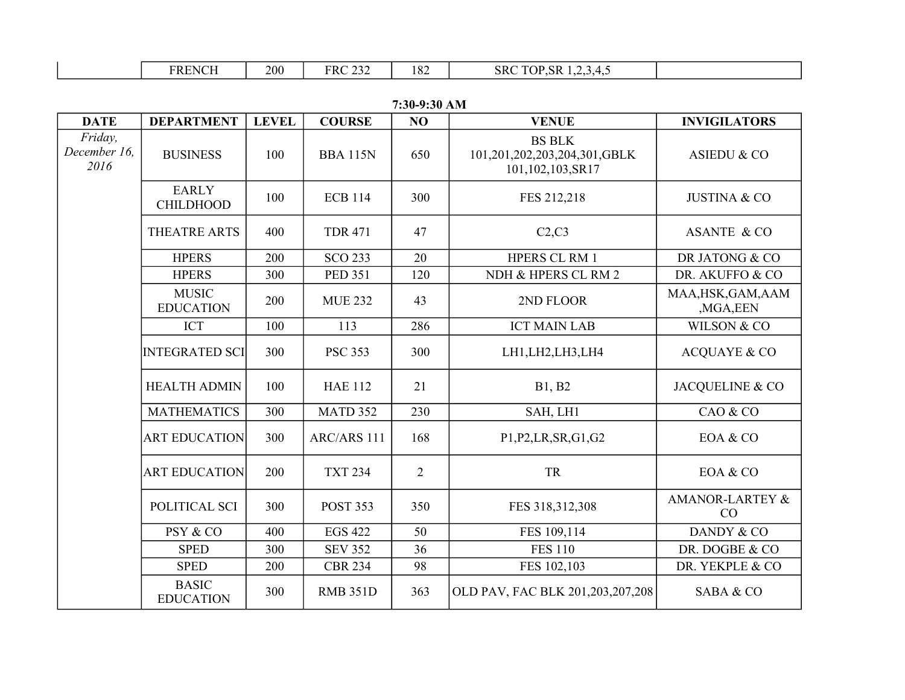| | FRENCH | 200 | FRC 232 | 182 | SRC TOP,SR 1,2,3,4,5 | |
|---|---|---|---|---|---|---|

**7:30-9:30 AM**

| DATE | DEPARTMENT | LEVEL | COURSE | NO | VENUE | INVIGILATORS |
|---|---|---|---|---|---|---|
| *Friday, December 16, 2016* | BUSINESS | 100 | BBA 115N | 650 | BS BLK 101,201,202,203,204,301,GBLK 101,102,103,SR17 | ASIEDU & CO |
| | EARLY CHILDHOOD | 100 | ECB 114 | 300 | FES 212,218 | JUSTINA & CO |
| | THEATRE ARTS | 400 | TDR 471 | 47 | C2,C3 | ASANTE & CO |
| | HPERS | 200 | SCO 233 | 20 | HPERS CL RM 1 | DR JATONG & CO |
| | HPERS | 300 | PED 351 | 120 | NDH & HPERS CL RM 2 | DR. AKUFFO & CO |
| | MUSIC EDUCATION | 200 | MUE 232 | 43 | 2ND FLOOR | MAA,HSK,GAM,AAM ,MGA,EEN |
| | ICT | 100 | 113 | 286 | ICT MAIN LAB | WILSON & CO |
| | INTEGRATED SCI | 300 | PSC 353 | 300 | LH1,LH2,LH3,LH4 | ACQUAYE & CO |
| | HEALTH ADMIN | 100 | HAE 112 | 21 | B1, B2 | JACQUELINE & CO |
| | MATHEMATICS | 300 | MATD 352 | 230 | SAH, LH1 | CAO & CO |
| | ART EDUCATION | 300 | ARC/ARS 111 | 168 | P1,P2,LR,SR,G1,G2 | EOA & CO |
| | ART EDUCATION | 200 | TXT 234 | 2 | TR | EOA & CO |
| | POLITICAL SCI | 300 | POST 353 | 350 | FES 318,312,308 | AMANOR-LARTEY & CO |
| | PSY & CO | 400 | EGS 422 | 50 | FES 109,114 | DANDY & CO |
| | SPED | 300 | SEV 352 | 36 | FES 110 | DR. DOGBE & CO |
| | SPED | 200 | CBR 234 | 98 | FES 102,103 | DR. YEKPLE & CO |
| | BASIC EDUCATION | 300 | RMB 351D | 363 | OLD PAV, FAC BLK 201,203,207,208 | SABA & CO |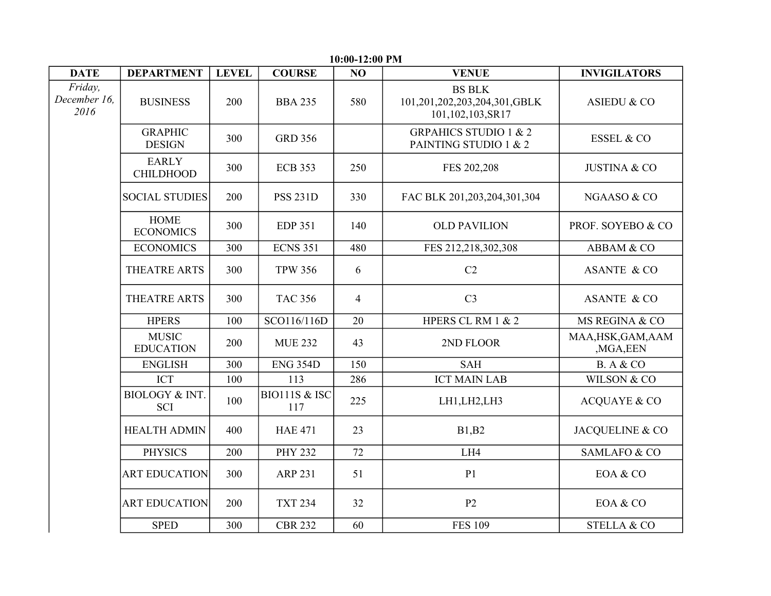**10:00-12:00 PM**

| DATE | DEPARTMENT | LEVEL | COURSE | NO | VENUE | INVIGILATORS |
| --- | --- | --- | --- | --- | --- | --- |
| *Friday, December 16, 2016* | BUSINESS | 200 | BBA 235 | 580 | BS BLK 101,201,202,203,204,301,GBLK 101,102,103,SR17 | ASIEDU & CO |
| | GRAPHIC DESIGN | 300 | GRD 356 | | GRPAHICS STUDIO 1 & 2 PAINTING STUDIO 1 & 2 | ESSEL & CO |
| | EARLY CHILDHOOD | 300 | ECB 353 | 250 | FES 202,208 | JUSTINA & CO |
| | SOCIAL STUDIES | 200 | PSS 231D | 330 | FAC BLK 201,203,204,301,304 | NGAASO & CO |
| | HOME ECONOMICS | 300 | EDP 351 | 140 | OLD PAVILION | PROF. SOYEBO & CO |
| | ECONOMICS | 300 | ECNS 351 | 480 | FES 212,218,302,308 | ABBAM & CO |
| | THEATRE ARTS | 300 | TPW 356 | 6 | C2 | ASANTE & CO |
| | THEATRE ARTS | 300 | TAC 356 | 4 | C3 | ASANTE & CO |
| | HPERS | 100 | SCO116/116D | 20 | HPERS CL RM 1 & 2 | MS REGINA & CO |
| | MUSIC EDUCATION | 200 | MUE 232 | 43 | 2ND FLOOR | MAA,HSK,GAM,AAM ,MGA,EEN |
| | ENGLISH | 300 | ENG 354D | 150 | SAH | B. A & CO |
| | ICT | 100 | 113 | 286 | ICT MAIN LAB | WILSON & CO |
| | BIOLOGY & INT. SCI | 100 | BIO111S & ISC 117 | 225 | LH1,LH2,LH3 | ACQUAYE & CO |
| | HEALTH ADMIN | 400 | HAE 471 | 23 | B1,B2 | JACQUELINE & CO |
| | PHYSICS | 200 | PHY 232 | 72 | LH4 | SAMLAFO & CO |
| | ART EDUCATION | 300 | ARP 231 | 51 | P1 | EOA & CO |
| | ART EDUCATION | 200 | TXT 234 | 32 | P2 | EOA & CO |
| | SPED | 300 | CBR 232 | 60 | FES 109 | STELLA & CO |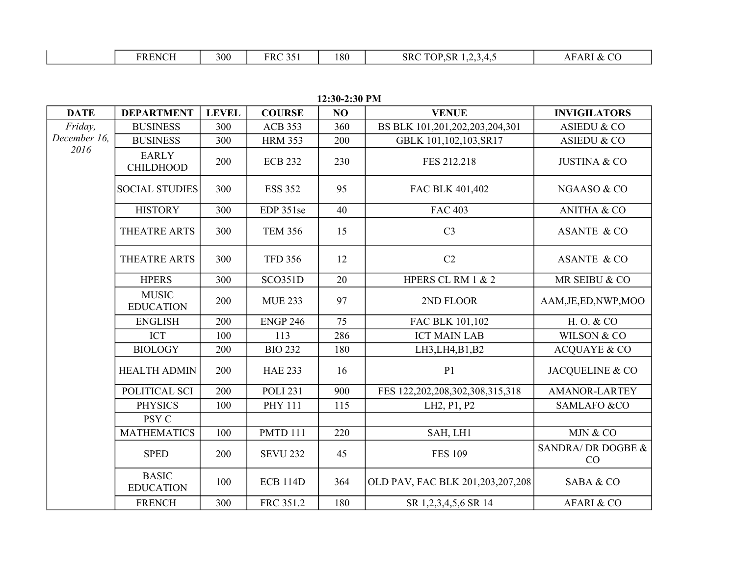| | FRENCH | 300 | FRC 351 | 180 | SRC TOP,SR 1,2,3,4,5 | AFARI & CO |
|---|---|---|---|---|---|---|

**12:30-2:30 PM**

| DATE | DEPARTMENT | LEVEL | COURSE | NO | VENUE | INVIGILATORS |
|---|---|---|---|---|---|---|
| *Friday, December 16, 2016* | BUSINESS | 300 | ACB 353 | 360 | BS BLK 101,201,202,203,204,301 | ASIEDU & CO |
| | BUSINESS | 300 | HRM 353 | 200 | GBLK 101,102,103,SR17 | ASIEDU & CO |
| | EARLY CHILDHOOD | 200 | ECB 232 | 230 | FES 212,218 | JUSTINA & CO |
| | SOCIAL STUDIES | 300 | ESS 352 | 95 | FAC BLK 401,402 | NGAASO & CO |
| | HISTORY | 300 | EDP 351se | 40 | FAC 403 | ANITHA & CO |
| | THEATRE ARTS | 300 | TEM 356 | 15 | C3 | ASANTE & CO |
| | THEATRE ARTS | 300 | TFD 356 | 12 | C2 | ASANTE & CO |
| | HPERS | 300 | SCO351D | 20 | HPERS CL RM 1 & 2 | MR SEIBU & CO |
| | MUSIC EDUCATION | 200 | MUE 233 | 97 | 2ND FLOOR | AAM,JE,ED,NWP,MOO |
| | ENGLISH | 200 | ENGP 246 | 75 | FAC BLK 101,102 | H. O. & CO |
| | ICT | 100 | 113 | 286 | ICT MAIN LAB | WILSON & CO |
| | BIOLOGY | 200 | BIO 232 | 180 | LH3,LH4,B1,B2 | ACQUAYE & CO |
| | HEALTH ADMIN | 200 | HAE 233 | 16 | P1 | JACQUELINE & CO |
| | POLITICAL SCI | 200 | POLI 231 | 900 | FES 122,202,208,302,308,315,318 | AMANOR-LARTEY |
| | PHYSICS | 100 | PHY 111 | 115 | LH2, P1, P2 | SAMLAFO &CO |
| | PSY C | | | | | |
| | MATHEMATICS | 100 | PMTD 111 | 220 | SAH, LH1 | MJN & CO |
| | SPED | 200 | SEVU 232 | 45 | FES 109 | SANDRA/ DR DOGBE & CO |
| | BASIC EDUCATION | 100 | ECB 114D | 364 | OLD PAV, FAC BLK 201,203,207,208 | SABA & CO |
| | FRENCH | 300 | FRC 351.2 | 180 | SR 1,2,3,4,5,6 SR 14 | AFARI & CO |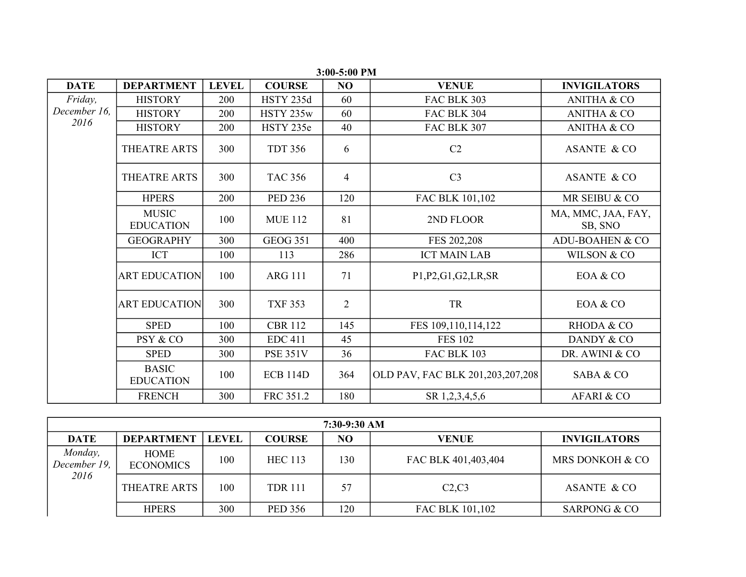**3:00-5:00 PM**

| DATE | DEPARTMENT | LEVEL | COURSE | NO | VENUE | INVIGILATORS |
|---|---|---|---|---|---|---|
| *Friday, December 16, 2016* | HISTORY | 200 | HSTY 235d | 60 | FAC BLK 303 | ANITHA & CO |
| | HISTORY | 200 | HSTY 235w | 60 | FAC BLK 304 | ANITHA & CO |
| | HISTORY | 200 | HSTY 235e | 40 | FAC BLK 307 | ANITHA & CO |
| | THEATRE ARTS | 300 | TDT 356 | 6 | C2 | ASANTE & CO |
| | THEATRE ARTS | 300 | TAC 356 | 4 | C3 | ASANTE & CO |
| | HPERS | 200 | PED 236 | 120 | FAC BLK 101,102 | MR SEIBU & CO |
| | MUSIC EDUCATION | 100 | MUE 112 | 81 | 2ND FLOOR | MA, MMC, JAA, FAY, SB, SNO |
| | GEOGRAPHY | 300 | GEOG 351 | 400 | FES 202,208 | ADU-BOAHEN & CO |
| | ICT | 100 | 113 | 286 | ICT MAIN LAB | WILSON & CO |
| | ART EDUCATION | 100 | ARG 111 | 71 | P1,P2,G1,G2,LR,SR | EOA & CO |
| | ART EDUCATION | 300 | TXF 353 | 2 | TR | EOA & CO |
| | SPED | 100 | CBR 112 | 145 | FES 109,110,114,122 | RHODA & CO |
| | PSY & CO | 300 | EDC 411 | 45 | FES 102 | DANDY & CO |
| | SPED | 300 | PSE 351V | 36 | FAC BLK 103 | DR. AWINI & CO |
| | BASIC EDUCATION | 100 | ECB 114D | 364 | OLD PAV, FAC BLK 201,203,207,208 | SABA & CO |
| | FRENCH | 300 | FRC 351.2 | 180 | SR 1,2,3,4,5,6 | AFARI & CO |

**7:30-9:30 AM**

| DATE | DEPARTMENT | LEVEL | COURSE | NO | VENUE | INVIGILATORS |
|---|---|---|---|---|---|---|
| *Monday, December 19, 2016* | HOME ECONOMICS | 100 | HEC 113 | 130 | FAC BLK 401,403,404 | MRS DONKOH & CO |
| | THEATRE ARTS | 100 | TDR 111 | 57 | C2,C3 | ASANTE & CO |
| | HPERS | 300 | PED 356 | 120 | FAC BLK 101,102 | SARPONG & CO |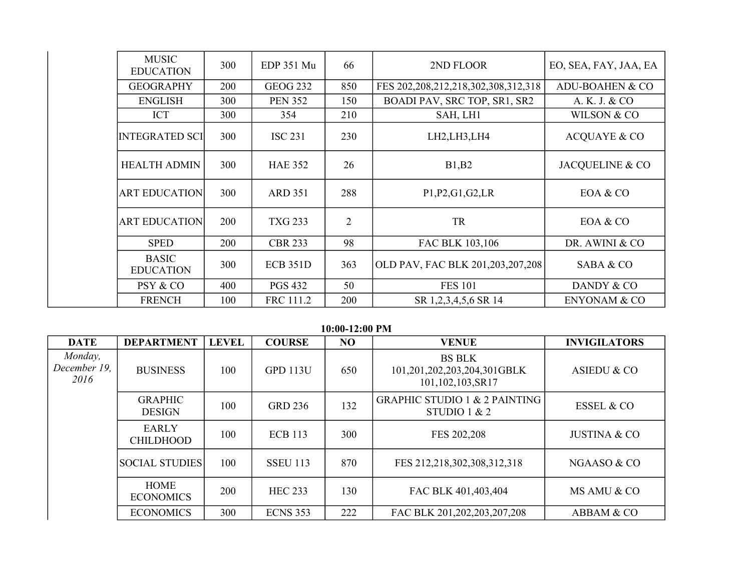| DATE | DEPARTMENT | LEVEL | COURSE | NO | VENUE | INVIGILATORS |
|---|---|---|---|---|---|---|
| | MUSIC EDUCATION | 300 | EDP 351 Mu | 66 | 2ND FLOOR | EO, SEA, FAY, JAA, EA |
| | GEOGRAPHY | 200 | GEOG 232 | 850 | FES 202,208,212,218,302,308,312,318 | ADU-BOAHEN & CO |
| | ENGLISH | 300 | PEN 352 | 150 | BOADI PAV, SRC TOP, SR1, SR2 | A. K. J. & CO |
| | ICT | 300 | 354 | 210 | SAH, LH1 | WILSON & CO |
| | INTEGRATED SCI | 300 | ISC 231 | 230 | LH2,LH3,LH4 | ACQUAYE & CO |
| | HEALTH ADMIN | 300 | HAE 352 | 26 | B1,B2 | JACQUELINE & CO |
| | ART EDUCATION | 300 | ARD 351 | 288 | P1,P2,G1,G2,LR | EOA & CO |
| | ART EDUCATION | 200 | TXG 233 | 2 | TR | EOA & CO |
| | SPED | 200 | CBR 233 | 98 | FAC BLK 103,106 | DR. AWINI & CO |
| | BASIC EDUCATION | 300 | ECB 351D | 363 | OLD PAV, FAC BLK 201,203,207,208 | SABA & CO |
| | PSY & CO | 400 | PGS 432 | 50 | FES 101 | DANDY & CO |
| | FRENCH | 100 | FRC 111.2 | 200 | SR 1,2,3,4,5,6 SR 14 | ENYONAM & CO |

**10:00-12:00 PM**

| DATE | DEPARTMENT | LEVEL | COURSE | NO | VENUE | INVIGILATORS |
|---|---|---|---|---|---|---|
| *Monday, December 19, 2016* | BUSINESS | 100 | GPD 113U | 650 | BS BLK 101,201,202,203,204,301GBLK 101,102,103,SR17 | ASIEDU & CO |
| | GRAPHIC DESIGN | 100 | GRD 236 | 132 | GRAPHIC STUDIO 1 & 2 PAINTING STUDIO 1 & 2 | ESSEL & CO |
| | EARLY CHILDHOOD | 100 | ECB 113 | 300 | FES 202,208 | JUSTINA & CO |
| | SOCIAL STUDIES | 100 | SSEU 113 | 870 | FES 212,218,302,308,312,318 | NGAASO & CO |
| | HOME ECONOMICS | 200 | HEC 233 | 130 | FAC BLK 401,403,404 | MS AMU & CO |
| | ECONOMICS | 300 | ECNS 353 | 222 | FAC BLK 201,202,203,207,208 | ABBAM & CO |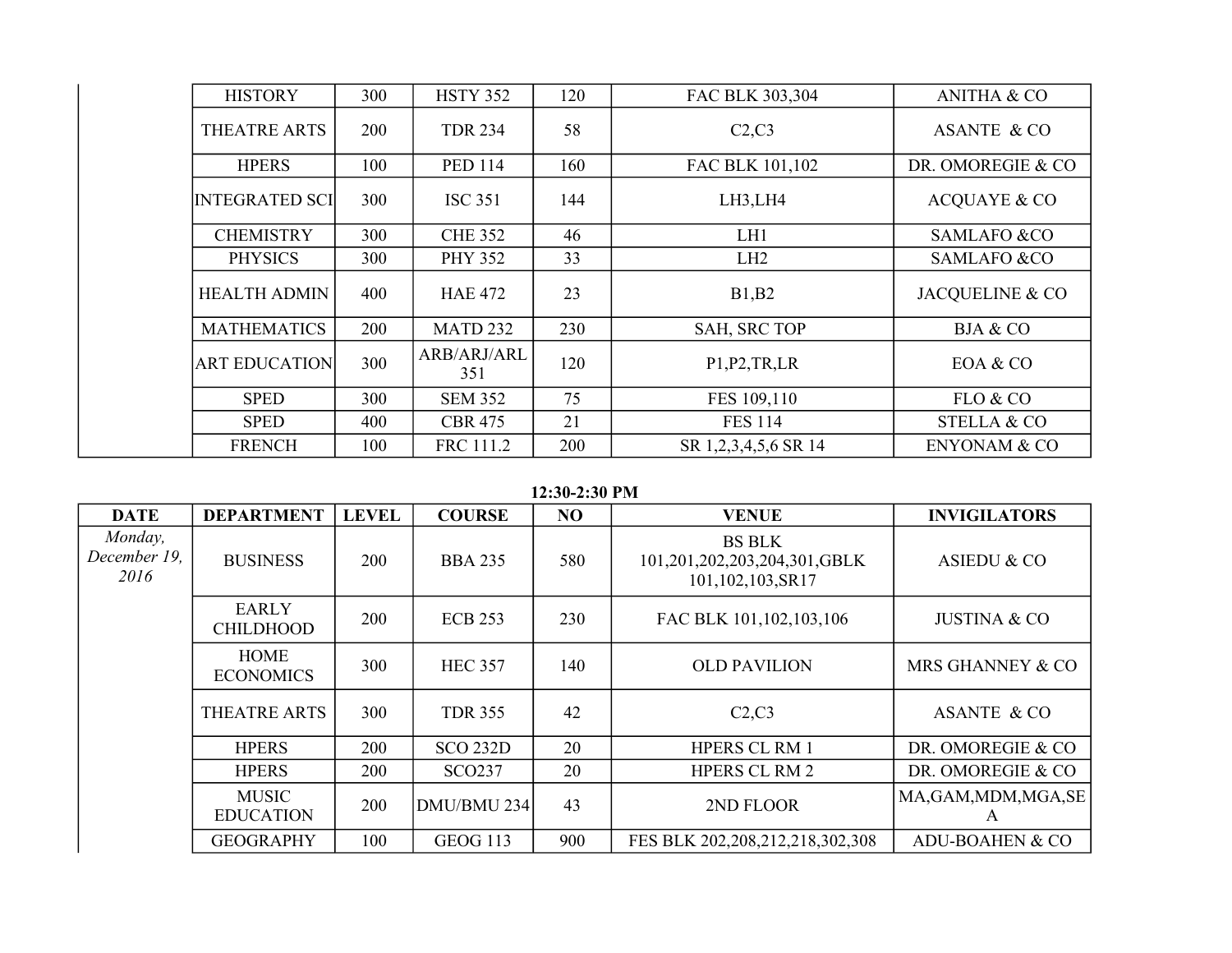| | | | | | | |
|---|---|---|---|---|---|---|
| | HISTORY | 300 | HSTY 352 | 120 | FAC BLK 303,304 | ANITHA & CO |
| | THEATRE ARTS | 200 | TDR 234 | 58 | C2,C3 | ASANTE & CO |
| | HPERS | 100 | PED 114 | 160 | FAC BLK 101,102 | DR. OMOREGIE & CO |
| | INTEGRATED SCI | 300 | ISC 351 | 144 | LH3,LH4 | ACQUAYE & CO |
| | CHEMISTRY | 300 | CHE 352 | 46 | LH1 | SAMLAFO &CO |
| | PHYSICS | 300 | PHY 352 | 33 | LH2 | SAMLAFO &CO |
| | HEALTH ADMIN | 400 | HAE 472 | 23 | B1,B2 | JACQUELINE & CO |
| | MATHEMATICS | 200 | MATD 232 | 230 | SAH, SRC TOP | BJA & CO |
| | ART EDUCATION | 300 | ARB/ARJ/ARL 351 | 120 | P1,P2,TR,LR | EOA & CO |
| | SPED | 300 | SEM 352 | 75 | FES 109,110 | FLO & CO |
| | SPED | 400 | CBR 475 | 21 | FES 114 | STELLA & CO |
| | FRENCH | 100 | FRC 111.2 | 200 | SR 1,2,3,4,5,6 SR 14 | ENYONAM & CO |

**12:30-2:30 PM**

| DATE | DEPARTMENT | LEVEL | COURSE | NO | VENUE | INVIGILATORS |
|---|---|---|---|---|---|---|
| *Monday, December 19, 2016* | BUSINESS | 200 | BBA 235 | 580 | BS BLK 101,201,202,203,204,301,GBLK 101,102,103,SR17 | ASIEDU & CO |
| | EARLY CHILDHOOD | 200 | ECB 253 | 230 | FAC BLK 101,102,103,106 | JUSTINA & CO |
| | HOME ECONOMICS | 300 | HEC 357 | 140 | OLD PAVILION | MRS GHANNEY & CO |
| | THEATRE ARTS | 300 | TDR 355 | 42 | C2,C3 | ASANTE & CO |
| | HPERS | 200 | SCO 232D | 20 | HPERS CL RM 1 | DR. OMOREGIE & CO |
| | HPERS | 200 | SCO237 | 20 | HPERS CL RM 2 | DR. OMOREGIE & CO |
| | MUSIC EDUCATION | 200 | DMU/BMU 234 | 43 | 2ND FLOOR | MA,GAM,MDM,MGA,SEA |
| | GEOGRAPHY | 100 | GEOG 113 | 900 | FES BLK 202,208,212,218,302,308 | ADU-BOAHEN & CO |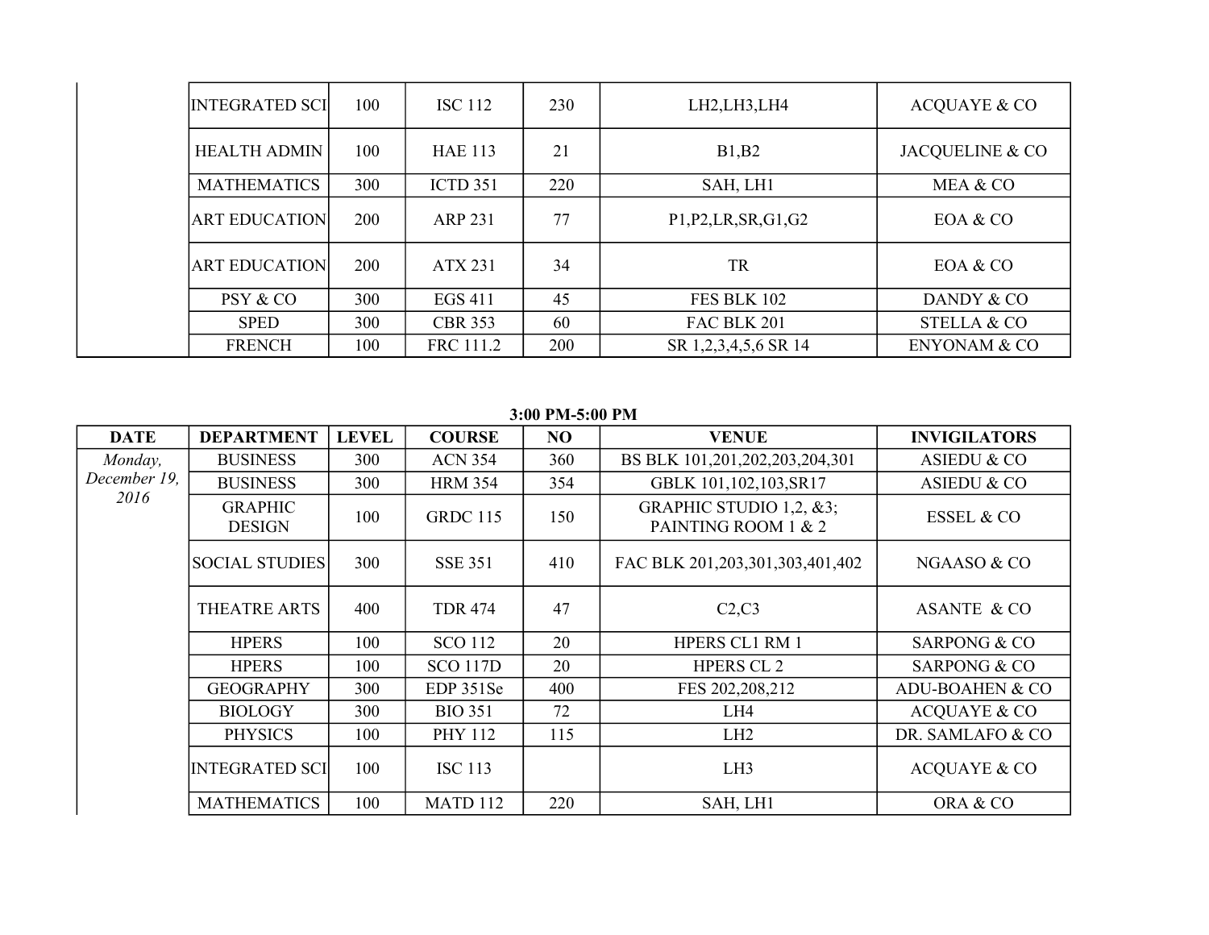| | | | | | | |
|---|---|---|---|---|---|---|
| | INTEGRATED SCI | 100 | ISC 112 | 230 | LH2,LH3,LH4 | ACQUAYE & CO |
| | HEALTH ADMIN | 100 | HAE 113 | 21 | B1,B2 | JACQUELINE & CO |
| | MATHEMATICS | 300 | ICTD 351 | 220 | SAH, LH1 | MEA & CO |
| | ART EDUCATION | 200 | ARP 231 | 77 | P1,P2,LR,SR,G1,G2 | EOA & CO |
| | ART EDUCATION | 200 | ATX 231 | 34 | TR | EOA & CO |
| | PSY & CO | 300 | EGS 411 | 45 | FES BLK 102 | DANDY & CO |
| | SPED | 300 | CBR 353 | 60 | FAC BLK 201 | STELLA & CO |
| | FRENCH | 100 | FRC 111.2 | 200 | SR 1,2,3,4,5,6 SR 14 | ENYONAM & CO |

**3:00 PM-5:00 PM**

| DATE | DEPARTMENT | LEVEL | COURSE | NO | VENUE | INVIGILATORS |
|---|---|---|---|---|---|---|
| *Monday, December 19, 2016* | BUSINESS | 300 | ACN 354 | 360 | BS BLK 101,201,202,203,204,301 | ASIEDU & CO |
| | BUSINESS | 300 | HRM 354 | 354 | GBLK 101,102,103,SR17 | ASIEDU & CO |
| | GRAPHIC DESIGN | 100 | GRDC 115 | 150 | GRAPHIC STUDIO 1,2, &3; PAINTING ROOM 1 & 2 | ESSEL & CO |
| | SOCIAL STUDIES | 300 | SSE 351 | 410 | FAC BLK 201,203,301,303,401,402 | NGAASO & CO |
| | THEATRE ARTS | 400 | TDR 474 | 47 | C2,C3 | ASANTE & CO |
| | HPERS | 100 | SCO 112 | 20 | HPERS CL1 RM 1 | SARPONG & CO |
| | HPERS | 100 | SCO 117D | 20 | HPERS CL 2 | SARPONG & CO |
| | GEOGRAPHY | 300 | EDP 351Se | 400 | FES 202,208,212 | ADU-BOAHEN & CO |
| | BIOLOGY | 300 | BIO 351 | 72 | LH4 | ACQUAYE & CO |
| | PHYSICS | 100 | PHY 112 | 115 | LH2 | DR. SAMLAFO & CO |
| | INTEGRATED SCI | 100 | ISC 113 | | LH3 | ACQUAYE & CO |
| | MATHEMATICS | 100 | MATD 112 | 220 | SAH, LH1 | ORA & CO |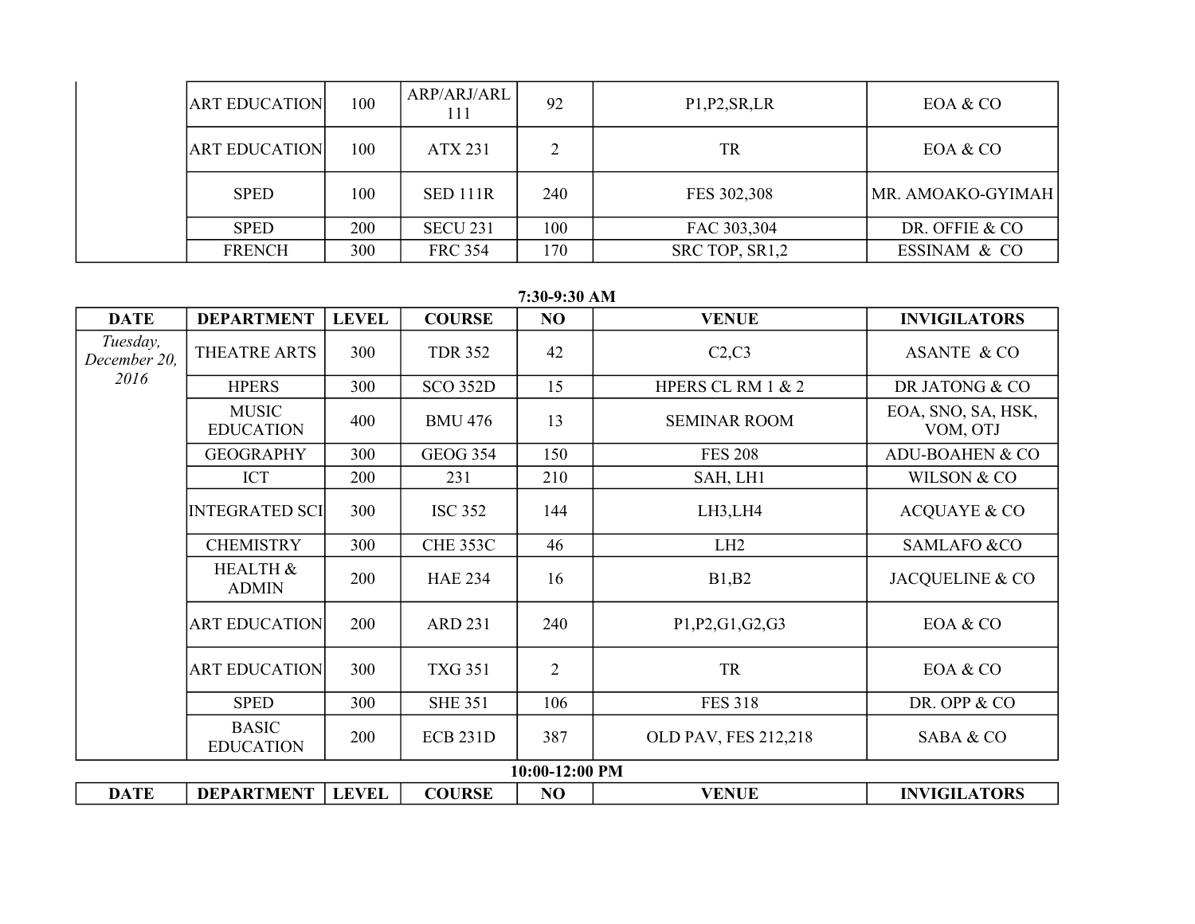| | ART EDUCATION | 100 | ARP/ARJ/ARL 111 | 92 | P1,P2,SR,LR | EOA & CO |
|---|---|---|---|---|---|---|
| | ART EDUCATION | 100 | ATX 231 | 2 | TR | EOA & CO |
| | SPED | 100 | SED 111R | 240 | FES 302,308 | MR. AMOAKO-GYIMAH |
| | SPED | 200 | SECU 231 | 100 | FAC 303,304 | DR. OFFIE & CO |
| | FRENCH | 300 | FRC 354 | 170 | SRC TOP, SR1,2 | ESSINAM & CO |

**7:30-9:30 AM**

| DATE | DEPARTMENT | LEVEL | COURSE | NO | VENUE | INVIGILATORS |
|---|---|---|---|---|---|---|
| *Tuesday, December 20, 2016* | THEATRE ARTS | 300 | TDR 352 | 42 | C2,C3 | ASANTE & CO |
| | HPERS | 300 | SCO 352D | 15 | HPERS CL RM 1 & 2 | DR JATONG & CO |
| | MUSIC EDUCATION | 400 | BMU 476 | 13 | SEMINAR ROOM | EOA, SNO, SA, HSK, VOM, OTJ |
| | GEOGRAPHY | 300 | GEOG 354 | 150 | FES 208 | ADU-BOAHEN & CO |
| | ICT | 200 | 231 | 210 | SAH, LH1 | WILSON & CO |
| | INTEGRATED SCI | 300 | ISC 352 | 144 | LH3,LH4 | ACQUAYE & CO |
| | CHEMISTRY | 300 | CHE 353C | 46 | LH2 | SAMLAFO &CO |
| | HEALTH & ADMIN | 200 | HAE 234 | 16 | B1,B2 | JACQUELINE & CO |
| | ART EDUCATION | 200 | ARD 231 | 240 | P1,P2,G1,G2,G3 | EOA & CO |
| | ART EDUCATION | 300 | TXG 351 | 2 | TR | EOA & CO |
| | SPED | 300 | SHE 351 | 106 | FES 318 | DR. OPP & CO |
| | BASIC EDUCATION | 200 | ECB 231D | 387 | OLD PAV, FES 212,218 | SABA & CO |

**10:00-12:00 PM**

| DATE | DEPARTMENT | LEVEL | COURSE | NO | VENUE | INVIGILATORS |
|---|---|---|---|---|---|---|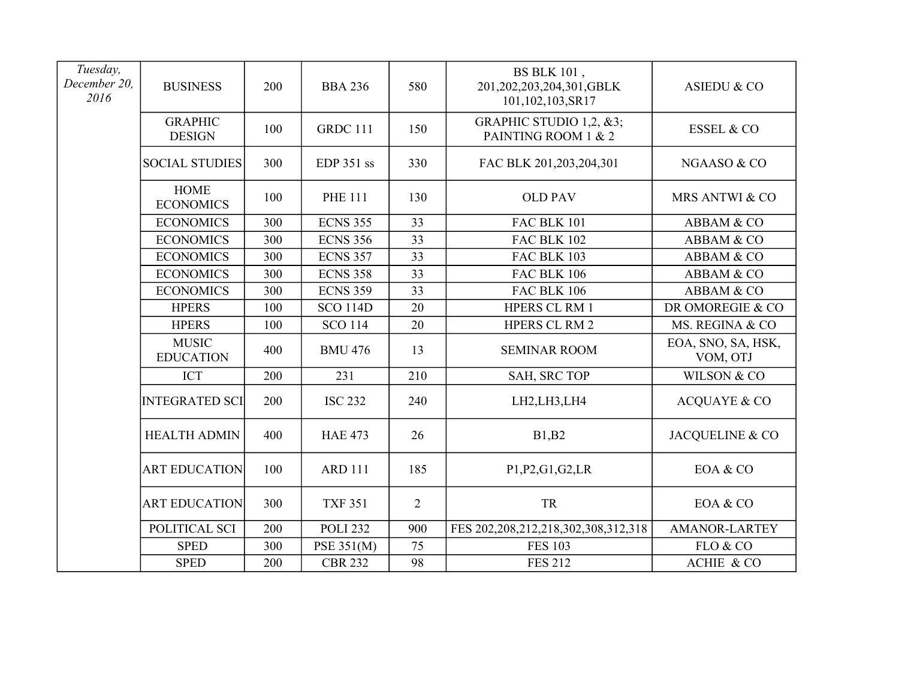| Tuesday, December 20, 2016 | BUSINESS | 200 | BBA 236 | 580 | BS BLK 101 , 201,202,203,204,301,GBLK 101,102,103,SR17 | ASIEDU & CO |
|---|---|---|---|---|---|---|
| | GRAPHIC DESIGN | 100 | GRDC 111 | 150 | GRAPHIC STUDIO 1,2, &3; PAINTING ROOM 1 & 2 | ESSEL & CO |
| | SOCIAL STUDIES | 300 | EDP 351 ss | 330 | FAC BLK 201,203,204,301 | NGAASO & CO |
| | HOME ECONOMICS | 100 | PHE 111 | 130 | OLD PAV | MRS ANTWI & CO |
| | ECONOMICS | 300 | ECNS 355 | 33 | FAC BLK 101 | ABBAM & CO |
| | ECONOMICS | 300 | ECNS 356 | 33 | FAC BLK 102 | ABBAM & CO |
| | ECONOMICS | 300 | ECNS 357 | 33 | FAC BLK 103 | ABBAM & CO |
| | ECONOMICS | 300 | ECNS 358 | 33 | FAC BLK 106 | ABBAM & CO |
| | ECONOMICS | 300 | ECNS 359 | 33 | FAC BLK 106 | ABBAM & CO |
| | HPERS | 100 | SCO 114D | 20 | HPERS CL RM 1 | DR OMOREGIE & CO |
| | HPERS | 100 | SCO 114 | 20 | HPERS CL RM 2 | MS. REGINA & CO |
| | MUSIC EDUCATION | 400 | BMU 476 | 13 | SEMINAR ROOM | EOA, SNO, SA, HSK, VOM, OTJ |
| | ICT | 200 | 231 | 210 | SAH, SRC TOP | WILSON & CO |
| | INTEGRATED SCI | 200 | ISC 232 | 240 | LH2,LH3,LH4 | ACQUAYE & CO |
| | HEALTH ADMIN | 400 | HAE 473 | 26 | B1,B2 | JACQUELINE & CO |
| | ART EDUCATION | 100 | ARD 111 | 185 | P1,P2,G1,G2,LR | EOA & CO |
| | ART EDUCATION | 300 | TXF 351 | 2 | TR | EOA & CO |
| | POLITICAL SCI | 200 | POLI 232 | 900 | FES 202,208,212,218,302,308,312,318 | AMANOR-LARTEY |
| | SPED | 300 | PSE 351(M) | 75 | FES 103 | FLO & CO |
| | SPED | 200 | CBR 232 | 98 | FES 212 | ACHIE & CO |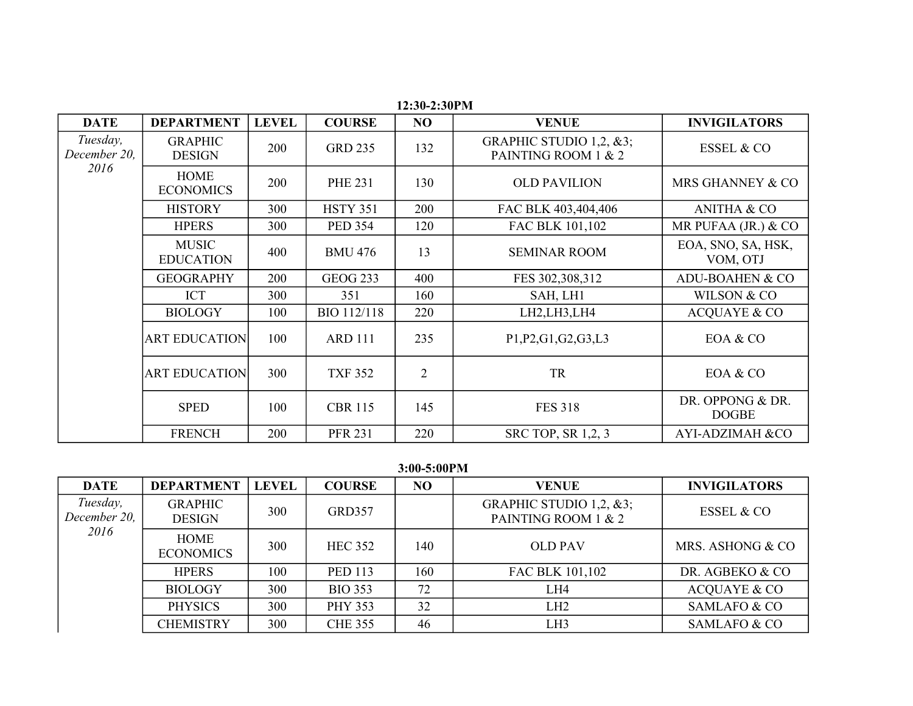**12:30-2:30PM**

| DATE | DEPARTMENT | LEVEL | COURSE | NO | VENUE | INVIGILATORS |
|---|---|---|---|---|---|---|
| *Tuesday, December 20, 2016* | GRAPHIC DESIGN | 200 | GRD 235 | 132 | GRAPHIC STUDIO 1,2, &3; PAINTING ROOM 1 & 2 | ESSEL & CO |
| | HOME ECONOMICS | 200 | PHE 231 | 130 | OLD PAVILION | MRS GHANNEY & CO |
| | HISTORY | 300 | HSTY 351 | 200 | FAC BLK 403,404,406 | ANITHA & CO |
| | HPERS | 300 | PED 354 | 120 | FAC BLK 101,102 | MR PUFAA (JR.) & CO |
| | MUSIC EDUCATION | 400 | BMU 476 | 13 | SEMINAR ROOM | EOA, SNO, SA, HSK, VOM, OTJ |
| | GEOGRAPHY | 200 | GEOG 233 | 400 | FES 302,308,312 | ADU-BOAHEN & CO |
| | ICT | 300 | 351 | 160 | SAH, LH1 | WILSON & CO |
| | BIOLOGY | 100 | BIO 112/118 | 220 | LH2,LH3,LH4 | ACQUAYE & CO |
| | ART EDUCATION | 100 | ARD 111 | 235 | P1,P2,G1,G2,G3,L3 | EOA & CO |
| | ART EDUCATION | 300 | TXF 352 | 2 | TR | EOA & CO |
| | SPED | 100 | CBR 115 | 145 | FES 318 | DR. OPPONG & DR. DOGBE |
| | FRENCH | 200 | PFR 231 | 220 | SRC TOP, SR 1,2, 3 | AYI-ADZIMAH &CO |

**3:00-5:00PM**

| DATE | DEPARTMENT | LEVEL | COURSE | NO | VENUE | INVIGILATORS |
|---|---|---|---|---|---|---|
| *Tuesday, December 20, 2016* | GRAPHIC DESIGN | 300 | GRD357 | | GRAPHIC STUDIO 1,2, &3; PAINTING ROOM 1 & 2 | ESSEL & CO |
| | HOME ECONOMICS | 300 | HEC 352 | 140 | OLD PAV | MRS. ASHONG & CO |
| | HPERS | 100 | PED 113 | 160 | FAC BLK 101,102 | DR. AGBEKO & CO |
| | BIOLOGY | 300 | BIO 353 | 72 | LH4 | ACQUAYE & CO |
| | PHYSICS | 300 | PHY 353 | 32 | LH2 | SAMLAFO & CO |
| | CHEMISTRY | 300 | CHE 355 | 46 | LH3 | SAMLAFO & CO |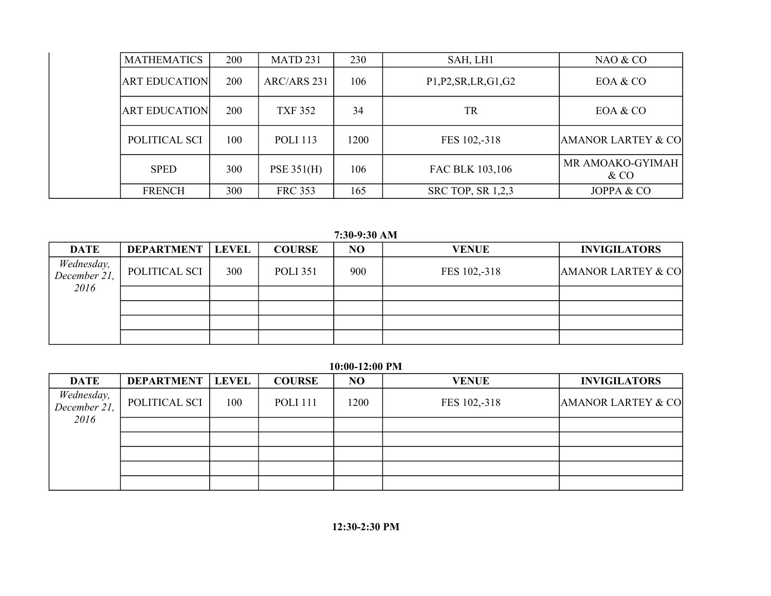| | | | | | | |
|---|---|---|---|---|---|---|
| | MATHEMATICS | 200 | MATD 231 | 230 | SAH, LH1 | NAO & CO |
| | ART EDUCATION | 200 | ARC/ARS 231 | 106 | P1,P2,SR,LR,G1,G2 | EOA & CO |
| | ART EDUCATION | 200 | TXF 352 | 34 | TR | EOA & CO |
| | POLITICAL SCI | 100 | POLI 113 | 1200 | FES 102,-318 | AMANOR LARTEY & CO |
| | SPED | 300 | PSE 351(H) | 106 | FAC BLK 103,106 | MR AMOAKO-GYIMAH & CO |
| | FRENCH | 300 | FRC 353 | 165 | SRC TOP, SR 1,2,3 | JOPPA & CO |

**7:30-9:30 AM**

| DATE | DEPARTMENT | LEVEL | COURSE | NO | VENUE | INVIGILATORS |
|---|---|---|---|---|---|---|
| *Wednesday, December 21, 2016* | POLITICAL SCI | 300 | POLI 351 | 900 | FES 102,-318 | AMANOR LARTEY & CO |
| | | | | | | |
| | | | | | | |
| | | | | | | |
| | | | | | | |

**10:00-12:00 PM**

| DATE | DEPARTMENT | LEVEL | COURSE | NO | VENUE | INVIGILATORS |
|---|---|---|---|---|---|---|
| *Wednesday, December 21, 2016* | POLITICAL SCI | 100 | POLI 111 | 1200 | FES 102,-318 | AMANOR LARTEY & CO |
| | | | | | | |
| | | | | | | |
| | | | | | | |
| | | | | | | |
| | | | | | | |

**12:30-2:30 PM**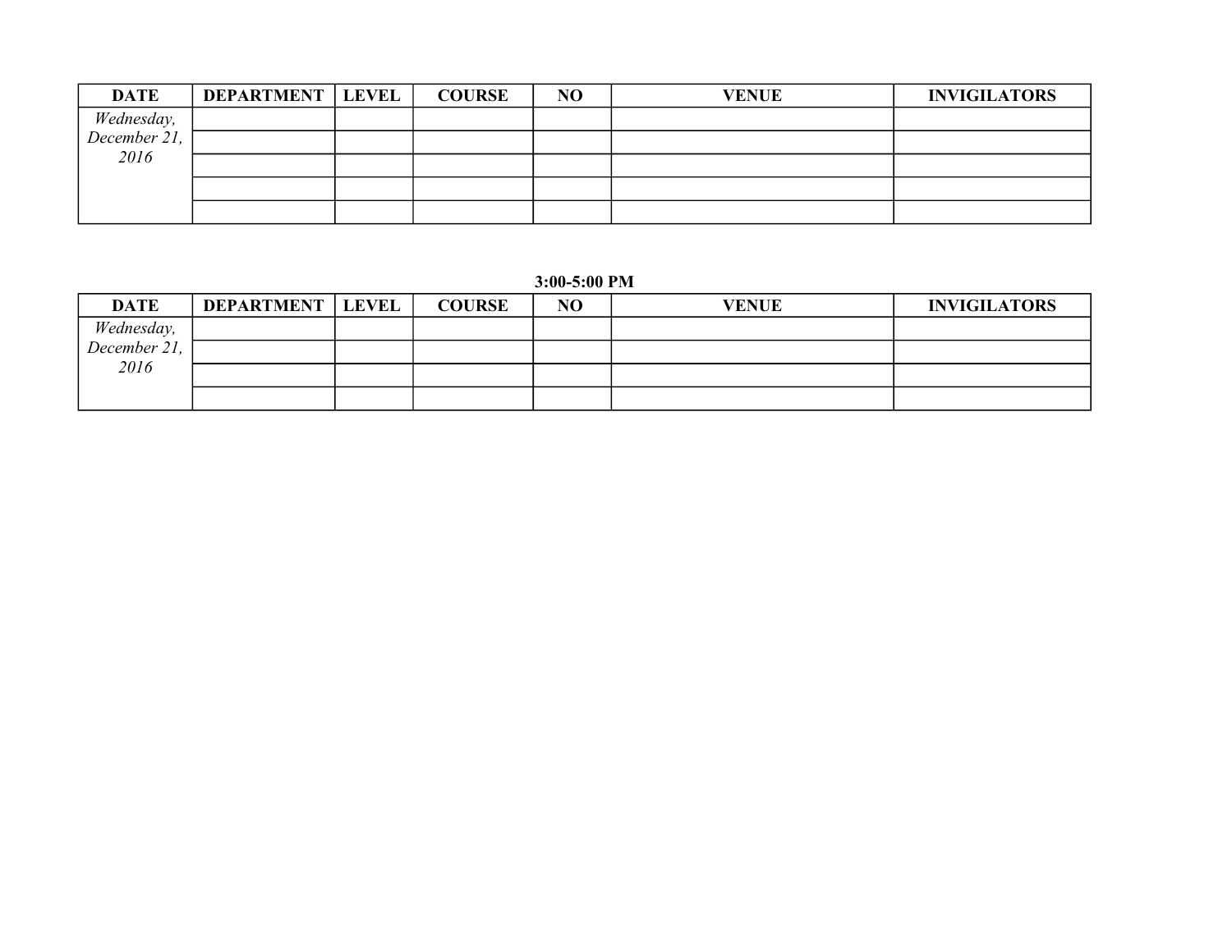| DATE | DEPARTMENT | LEVEL | COURSE | NO | VENUE | INVIGILATORS |
| --- | --- | --- | --- | --- | --- | --- |
| *Wednesday, December 21, 2016* | | | | | | |
| | | | | | | |
| | | | | | | |
| | | | | | | |
| | | | | | | |

**3:00-5:00 PM**

| DATE | DEPARTMENT | LEVEL | COURSE | NO | VENUE | INVIGILATORS |
| --- | --- | --- | --- | --- | --- | --- |
| *Wednesday, December 21, 2016* | | | | | | |
| | | | | | | |
| | | | | | | |
| | | | | | | |